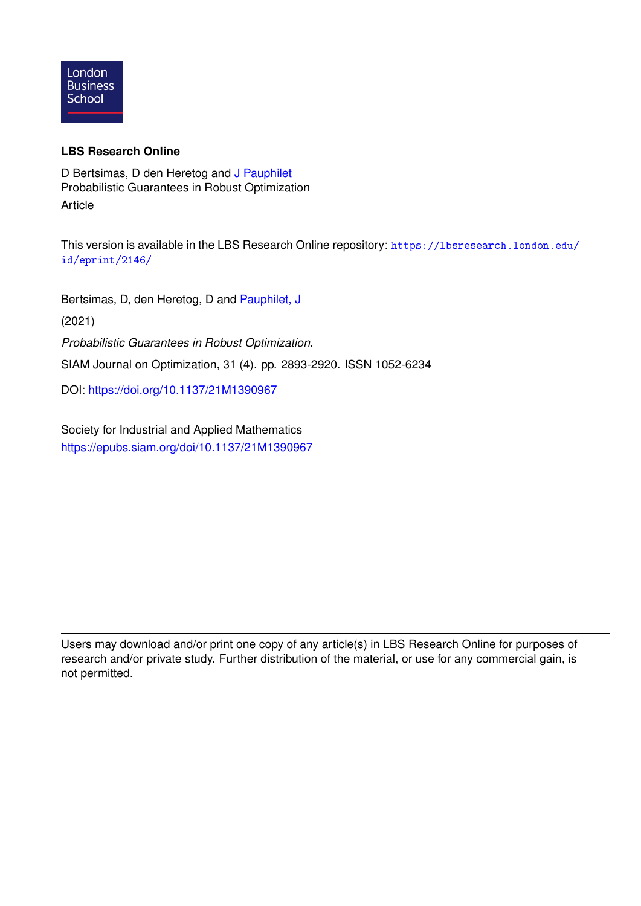London Business School

**LBS Research Online**

D Bertsimas, D den Heretog and J Pauphilet
Probabilistic Guarantees in Robust Optimization
Article

This version is available in the LBS Research Online repository: https://lbsresearch.london.edu/id/eprint/2146/

Bertsimas, D, den Heretog, D and Pauphilet, J

(2021)

*Probabilistic Guarantees in Robust Optimization.*

SIAM Journal on Optimization, 31 (4). pp. 2893-2920. ISSN 1052-6234

DOI: https://doi.org/10.1137/21M1390967

Society for Industrial and Applied Mathematics
https://epubs.siam.org/doi/10.1137/21M1390967

---

Users may download and/or print one copy of any article(s) in LBS Research Online for purposes of research and/or private study. Further distribution of the material, or use for any commercial gain, is not permitted.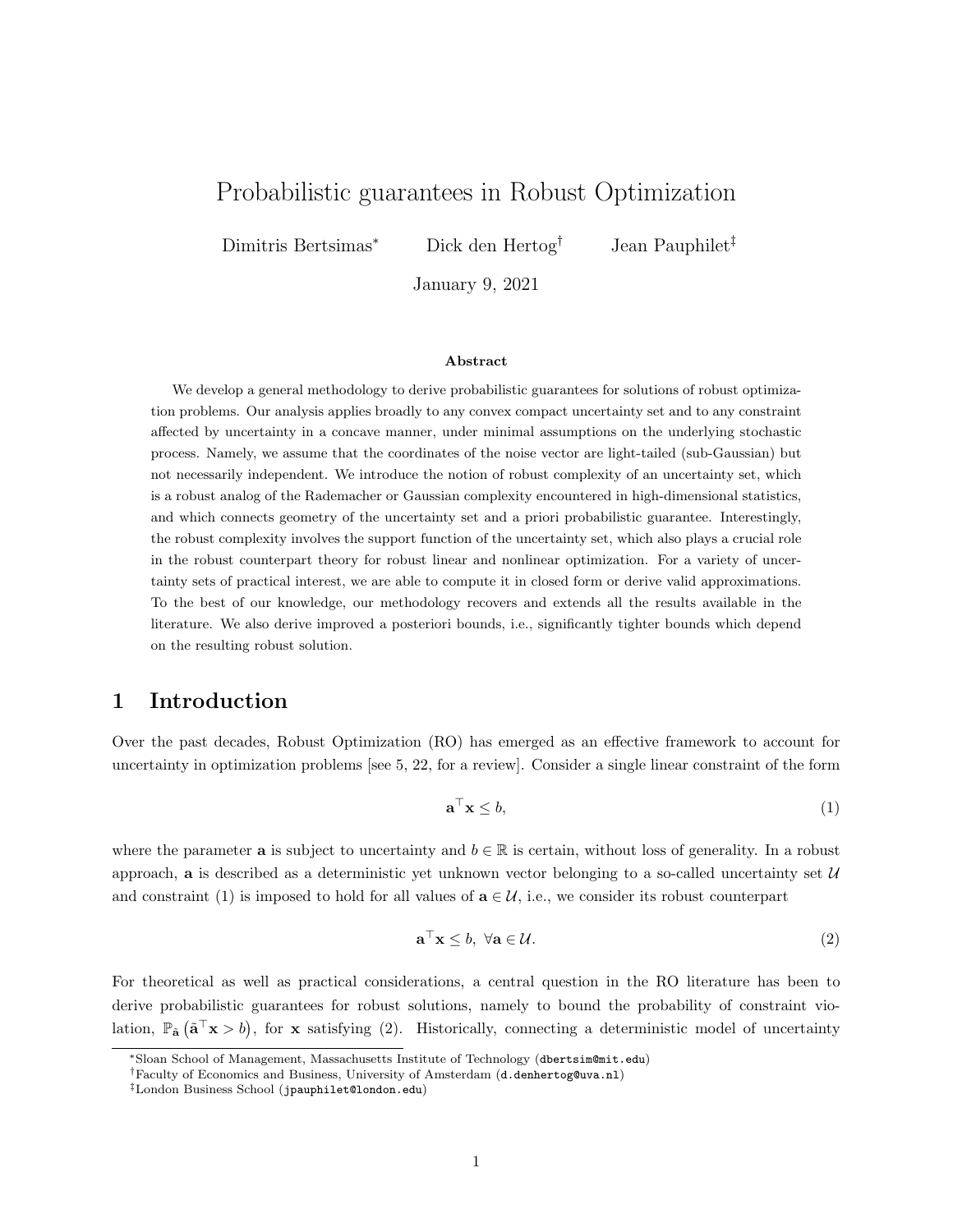# Probabilistic guarantees in Robust Optimization

Dimitris Bertsimas[*] Dick den Hertog[†] Jean Pauphilet[‡]

January 9, 2021

**Abstract**

We develop a general methodology to derive probabilistic guarantees for solutions of robust optimization problems. Our analysis applies broadly to any convex compact uncertainty set and to any constraint affected by uncertainty in a concave manner, under minimal assumptions on the underlying stochastic process. Namely, we assume that the coordinates of the noise vector are light-tailed (sub-Gaussian) but not necessarily independent. We introduce the notion of robust complexity of an uncertainty set, which is a robust analog of the Rademacher or Gaussian complexity encountered in high-dimensional statistics, and which connects geometry of the uncertainty set and a priori probabilistic guarantee. Interestingly, the robust complexity involves the support function of the uncertainty set, which also plays a crucial role in the robust counterpart theory for robust linear and nonlinear optimization. For a variety of uncertainty sets of practical interest, we are able to compute it in closed form or derive valid approximations. To the best of our knowledge, our methodology recovers and extends all the results available in the literature. We also derive improved a posteriori bounds, i.e., significantly tighter bounds which depend on the resulting robust solution.

## 1 Introduction

Over the past decades, Robust Optimization (RO) has emerged as an effective framework to account for uncertainty in optimization problems [see 5, 22, for a review]. Consider a single linear constraint of the form

$$\mathbf{a}^\top \mathbf{x} \leq b, \tag{1}$$

where the parameter $\mathbf{a}$ is subject to uncertainty and $b \in \mathbb{R}$ is certain, without loss of generality. In a robust approach, $\mathbf{a}$ is described as a deterministic yet unknown vector belonging to a so-called uncertainty set $\mathcal{U}$ and constraint (1) is imposed to hold for all values of $\mathbf{a} \in \mathcal{U}$, i.e., we consider its robust counterpart

$$\mathbf{a}^\top \mathbf{x} \leq b, \ \forall \mathbf{a} \in \mathcal{U}. \tag{2}$$

For theoretical as well as practical considerations, a central question in the RO literature has been to derive probabilistic guarantees for robust solutions, namely to bound the probability of constraint violation, $\mathbb{P}_{\tilde{\mathbf{a}}}\left(\tilde{\mathbf{a}}^\top \mathbf{x} > b\right)$, for $\mathbf{x}$ satisfying (2). Historically, connecting a deterministic model of uncertainty

[*]Sloan School of Management, Massachusetts Institute of Technology (dbertsim@mit.edu)

[†]Faculty of Economics and Business, University of Amsterdam (d.denhertog@uva.nl)

[‡]London Business School (jpauphilet@london.edu)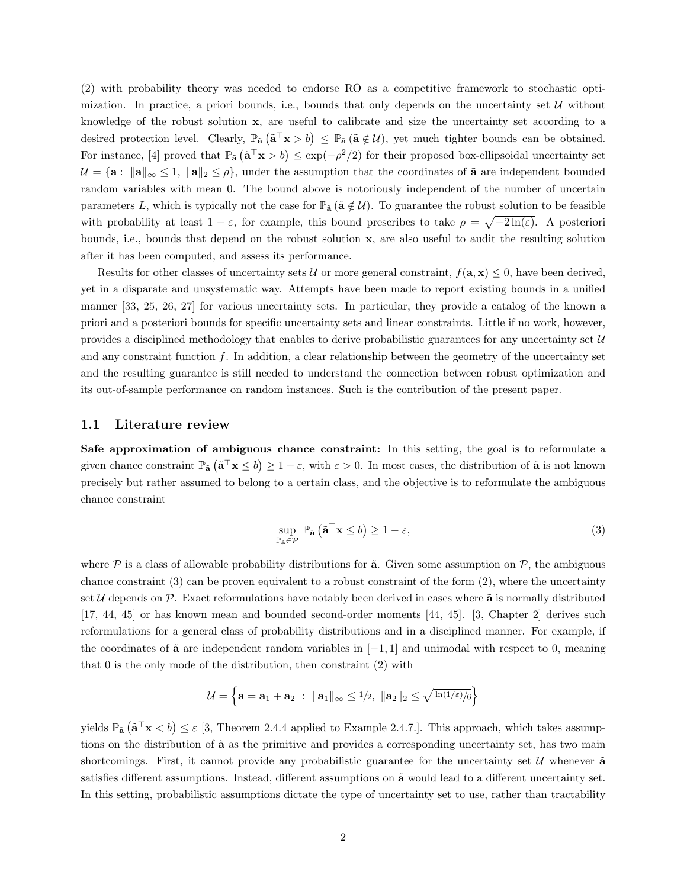(2) with probability theory was needed to endorse RO as a competitive framework to stochastic optimization. In practice, a priori bounds, i.e., bounds that only depends on the uncertainty set $\mathcal{U}$ without knowledge of the robust solution $\mathbf{x}$, are useful to calibrate and size the uncertainty set according to a desired protection level. Clearly, $\mathbb{P}_{\tilde{\mathbf{a}}}\left(\tilde{\mathbf{a}}^\top \mathbf{x} > b\right) \leq \mathbb{P}_{\tilde{\mathbf{a}}}\left(\tilde{\mathbf{a}} \notin \mathcal{U}\right)$, yet much tighter bounds can be obtained. For instance, [4] proved that $\mathbb{P}_{\tilde{\mathbf{a}}}\left(\tilde{\mathbf{a}}^\top \mathbf{x} > b\right) \leq \exp(-\rho^2/2)$ for their proposed box-ellipsoidal uncertainty set $\mathcal{U} = \{\mathbf{a} : \ \|\mathbf{a}\|_\infty \leq 1, \ \|\mathbf{a}\|_2 \leq \rho\}$, under the assumption that the coordinates of $\tilde{\mathbf{a}}$ are independent bounded random variables with mean 0. The bound above is notoriously independent of the number of uncertain parameters $L$, which is typically not the case for $\mathbb{P}_{\tilde{\mathbf{a}}}\left(\tilde{\mathbf{a}} \notin \mathcal{U}\right)$. To guarantee the robust solution to be feasible with probability at least $1 - \varepsilon$, for example, this bound prescribes to take $\rho = \sqrt{-2\ln(\varepsilon)}$. A posteriori bounds, i.e., bounds that depend on the robust solution $\mathbf{x}$, are also useful to audit the resulting solution after it has been computed, and assess its performance.

Results for other classes of uncertainty sets $\mathcal{U}$ or more general constraint, $f(\mathbf{a}, \mathbf{x}) \leq 0$, have been derived, yet in a disparate and unsystematic way. Attempts have been made to report existing bounds in a unified manner [33, 25, 26, 27] for various uncertainty sets. In particular, they provide a catalog of the known a priori and a posteriori bounds for specific uncertainty sets and linear constraints. Little if no work, however, provides a disciplined methodology that enables to derive probabilistic guarantees for any uncertainty set $\mathcal{U}$ and any constraint function $f$. In addition, a clear relationship between the geometry of the uncertainty set and the resulting guarantee is still needed to understand the connection between robust optimization and its out-of-sample performance on random instances. Such is the contribution of the present paper.

### 1.1 Literature review

**Safe approximation of ambiguous chance constraint:** In this setting, the goal is to reformulate a given chance constraint $\mathbb{P}_{\tilde{\mathbf{a}}}\left(\tilde{\mathbf{a}}^\top \mathbf{x} \leq b\right) \geq 1 - \varepsilon$, with $\varepsilon > 0$. In most cases, the distribution of $\tilde{\mathbf{a}}$ is not known precisely but rather assumed to belong to a certain class, and the objective is to reformulate the ambiguous chance constraint

$$\sup_{\mathbb{P}_{\tilde{\mathbf{a}}} \in \mathcal{P}} \mathbb{P}_{\tilde{\mathbf{a}}}\left(\tilde{\mathbf{a}}^\top \mathbf{x} \leq b\right) \geq 1 - \varepsilon, \tag{3}$$

where $\mathcal{P}$ is a class of allowable probability distributions for $\tilde{\mathbf{a}}$. Given some assumption on $\mathcal{P}$, the ambiguous chance constraint (3) can be proven equivalent to a robust constraint of the form (2), where the uncertainty set $\mathcal{U}$ depends on $\mathcal{P}$. Exact reformulations have notably been derived in cases where $\tilde{\mathbf{a}}$ is normally distributed [17, 44, 45] or has known mean and bounded second-order moments [44, 45]. [3, Chapter 2] derives such reformulations for a general class of probability distributions and in a disciplined manner. For example, if the coordinates of $\tilde{\mathbf{a}}$ are independent random variables in $[-1, 1]$ and unimodal with respect to 0, meaning that 0 is the only mode of the distribution, then constraint (2) with

$$\mathcal{U} = \left\{ \mathbf{a} = \mathbf{a}_1 + \mathbf{a}_2 \ : \ \|\mathbf{a}_1\|_\infty \leq 1/2, \ \|\mathbf{a}_2\|_2 \leq \sqrt{\ln(1/\varepsilon)/6} \right\}$$

yields $\mathbb{P}_{\tilde{\mathbf{a}}}\left(\tilde{\mathbf{a}}^\top \mathbf{x} < b\right) \leq \varepsilon$ [3, Theorem 2.4.4 applied to Example 2.4.7.]. This approach, which takes assumptions on the distribution of $\tilde{\mathbf{a}}$ as the primitive and provides a corresponding uncertainty set, has two main shortcomings. First, it cannot provide any probabilistic guarantee for the uncertainty set $\mathcal{U}$ whenever $\tilde{\mathbf{a}}$ satisfies different assumptions. Instead, different assumptions on $\tilde{\mathbf{a}}$ would lead to a different uncertainty set. In this setting, probabilistic assumptions dictate the type of uncertainty set to use, rather than tractability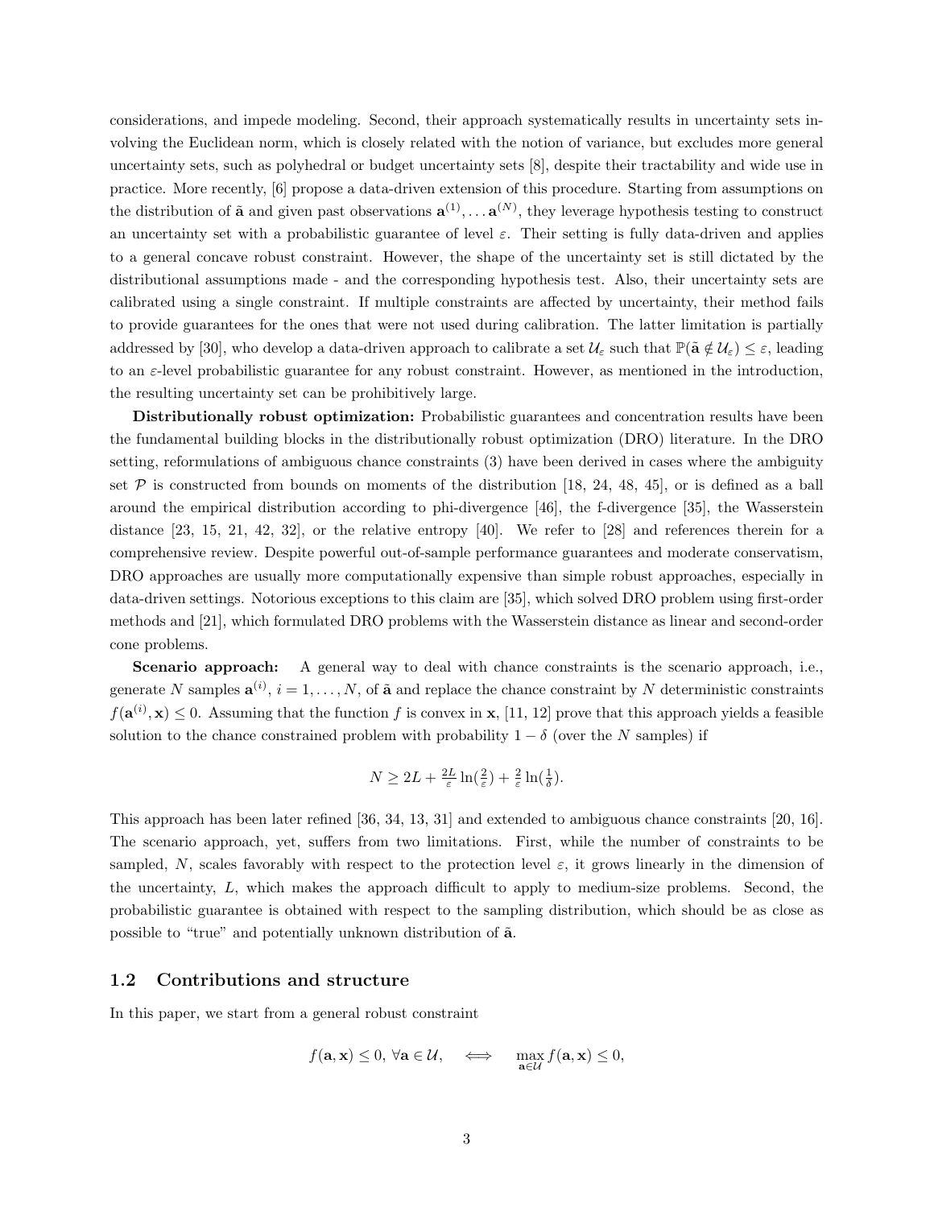considerations, and impede modeling. Second, their approach systematically results in uncertainty sets involving the Euclidean norm, which is closely related with the notion of variance, but excludes more general uncertainty sets, such as polyhedral or budget uncertainty sets [8], despite their tractability and wide use in practice. More recently, [6] propose a data-driven extension of this procedure. Starting from assumptions on the distribution of $\tilde{\mathbf{a}}$ and given past observations $\mathbf{a}^{(1)}, \ldots \mathbf{a}^{(N)}$, they leverage hypothesis testing to construct an uncertainty set with a probabilistic guarantee of level $\varepsilon$. Their setting is fully data-driven and applies to a general concave robust constraint. However, the shape of the uncertainty set is still dictated by the distributional assumptions made - and the corresponding hypothesis test. Also, their uncertainty sets are calibrated using a single constraint. If multiple constraints are affected by uncertainty, their method fails to provide guarantees for the ones that were not used during calibration. The latter limitation is partially addressed by [30], who develop a data-driven approach to calibrate a set $\mathcal{U}_\varepsilon$ such that $\mathbb{P}(\tilde{\mathbf{a}} \notin \mathcal{U}_\varepsilon) \leq \varepsilon$, leading to an $\varepsilon$-level probabilistic guarantee for any robust constraint. However, as mentioned in the introduction, the resulting uncertainty set can be prohibitively large.

**Distributionally robust optimization:** Probabilistic guarantees and concentration results have been the fundamental building blocks in the distributionally robust optimization (DRO) literature. In the DRO setting, reformulations of ambiguous chance constraints (3) have been derived in cases where the ambiguity set $\mathcal{P}$ is constructed from bounds on moments of the distribution [18, 24, 48, 45], or is defined as a ball around the empirical distribution according to phi-divergence [46], the f-divergence [35], the Wasserstein distance [23, 15, 21, 42, 32], or the relative entropy [40]. We refer to [28] and references therein for a comprehensive review. Despite powerful out-of-sample performance guarantees and moderate conservatism, DRO approaches are usually more computationally expensive than simple robust approaches, especially in data-driven settings. Notorious exceptions to this claim are [35], which solved DRO problem using first-order methods and [21], which formulated DRO problems with the Wasserstein distance as linear and second-order cone problems.

**Scenario approach:** A general way to deal with chance constraints is the scenario approach, i.e., generate $N$ samples $\mathbf{a}^{(i)}$, $i = 1, \ldots, N$, of $\tilde{\mathbf{a}}$ and replace the chance constraint by $N$ deterministic constraints $f(\mathbf{a}^{(i)}, \mathbf{x}) \leq 0$. Assuming that the function $f$ is convex in $\mathbf{x}$, [11, 12] prove that this approach yields a feasible solution to the chance constrained problem with probability $1 - \delta$ (over the $N$ samples) if

$$N \geq 2L + \tfrac{2L}{\varepsilon} \ln(\tfrac{2}{\varepsilon}) + \tfrac{2}{\varepsilon} \ln(\tfrac{1}{\delta}).$$

This approach has been later refined [36, 34, 13, 31] and extended to ambiguous chance constraints [20, 16]. The scenario approach, yet, suffers from two limitations. First, while the number of constraints to be sampled, $N$, scales favorably with respect to the protection level $\varepsilon$, it grows linearly in the dimension of the uncertainty, $L$, which makes the approach difficult to apply to medium-size problems. Second, the probabilistic guarantee is obtained with respect to the sampling distribution, which should be as close as possible to "true" and potentially unknown distribution of $\tilde{\mathbf{a}}$.

## 1.2 Contributions and structure

In this paper, we start from a general robust constraint

$$f(\mathbf{a}, \mathbf{x}) \leq 0, \ \forall \mathbf{a} \in \mathcal{U}, \quad \iff \quad \max_{\mathbf{a} \in \mathcal{U}} f(\mathbf{a}, \mathbf{x}) \leq 0,$$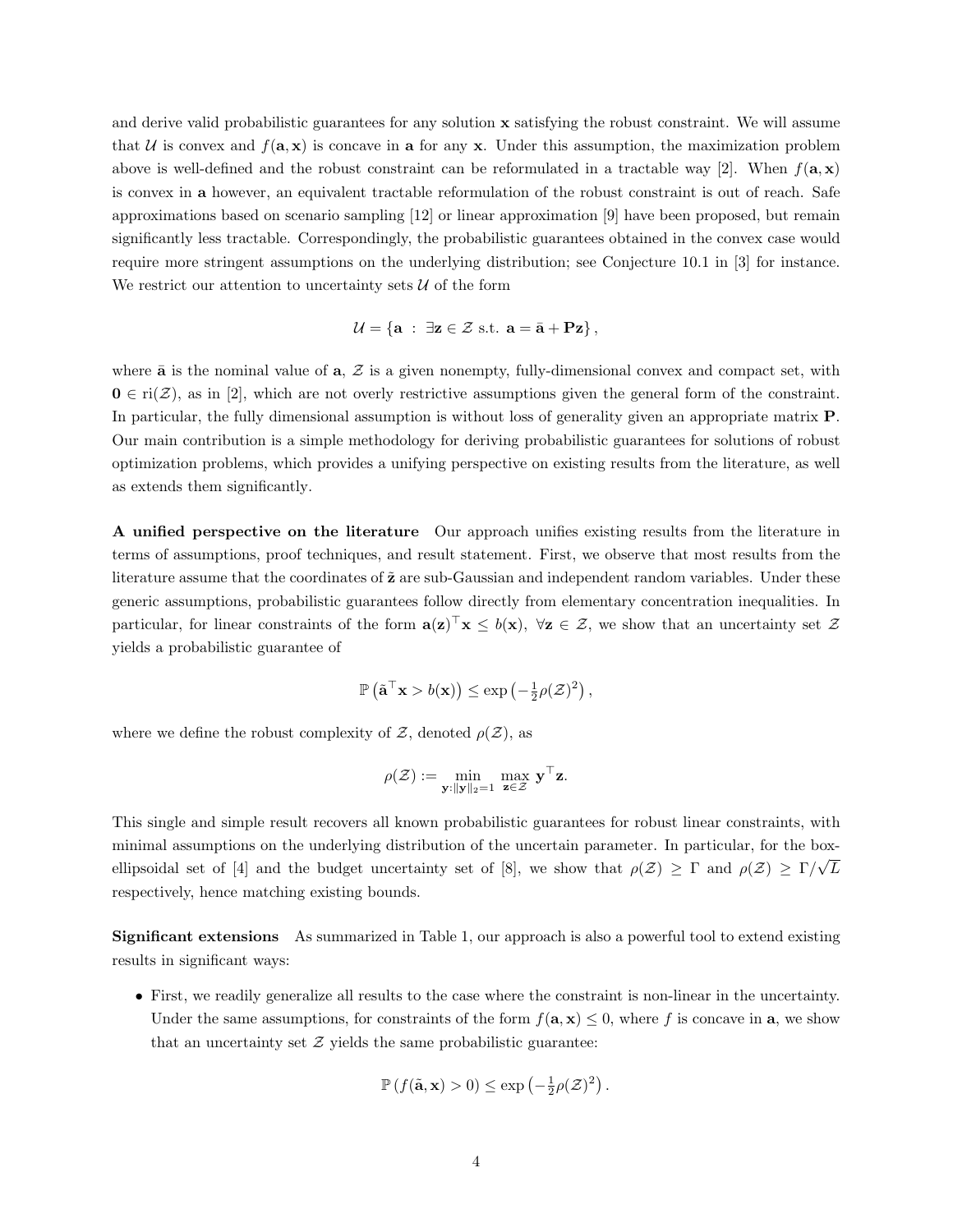and derive valid probabilistic guarantees for any solution $\mathbf{x}$ satisfying the robust constraint. We will assume that $\mathcal{U}$ is convex and $f(\mathbf{a}, \mathbf{x})$ is concave in $\mathbf{a}$ for any $\mathbf{x}$. Under this assumption, the maximization problem above is well-defined and the robust constraint can be reformulated in a tractable way [2]. When $f(\mathbf{a}, \mathbf{x})$ is convex in $\mathbf{a}$ however, an equivalent tractable reformulation of the robust constraint is out of reach. Safe approximations based on scenario sampling [12] or linear approximation [9] have been proposed, but remain significantly less tractable. Correspondingly, the probabilistic guarantees obtained in the convex case would require more stringent assumptions on the underlying distribution; see Conjecture 10.1 in [3] for instance. We restrict our attention to uncertainty sets $\mathcal{U}$ of the form

$$\mathcal{U} = \{\mathbf{a} \;:\; \exists \mathbf{z} \in \mathcal{Z} \text{ s.t. } \mathbf{a} = \bar{\mathbf{a}} + \mathbf{P}\mathbf{z}\},$$

where $\bar{\mathbf{a}}$ is the nominal value of $\mathbf{a}$, $\mathcal{Z}$ is a given nonempty, fully-dimensional convex and compact set, with $\mathbf{0} \in \mathrm{ri}(\mathcal{Z})$, as in [2], which are not overly restrictive assumptions given the general form of the constraint. In particular, the fully dimensional assumption is without loss of generality given an appropriate matrix $\mathbf{P}$. Our main contribution is a simple methodology for deriving probabilistic guarantees for solutions of robust optimization problems, which provides a unifying perspective on existing results from the literature, as well as extends them significantly.

**A unified perspective on the literature** Our approach unifies existing results from the literature in terms of assumptions, proof techniques, and result statement. First, we observe that most results from the literature assume that the coordinates of $\tilde{\mathbf{z}}$ are sub-Gaussian and independent random variables. Under these generic assumptions, probabilistic guarantees follow directly from elementary concentration inequalities. In particular, for linear constraints of the form $\mathbf{a}(\mathbf{z})^\top \mathbf{x} \leq b(\mathbf{x}),\ \forall \mathbf{z} \in \mathcal{Z}$, we show that an uncertainty set $\mathcal{Z}$ yields a probabilistic guarantee of

$$\mathbb{P}\left(\tilde{\mathbf{a}}^\top \mathbf{x} > b(\mathbf{x})\right) \leq \exp\left(-\tfrac{1}{2}\rho(\mathcal{Z})^2\right),$$

where we define the robust complexity of $\mathcal{Z}$, denoted $\rho(\mathcal{Z})$, as

$$\rho(\mathcal{Z}) := \min_{\mathbf{y}:\|\mathbf{y}\|_2=1} \max_{\mathbf{z}\in\mathcal{Z}} \mathbf{y}^\top \mathbf{z}.$$

This single and simple result recovers all known probabilistic guarantees for robust linear constraints, with minimal assumptions on the underlying distribution of the uncertain parameter. In particular, for the box-ellipsoidal set of [4] and the budget uncertainty set of [8], we show that $\rho(\mathcal{Z}) \geq \Gamma$ and $\rho(\mathcal{Z}) \geq \Gamma/\sqrt{L}$ respectively, hence matching existing bounds.

**Significant extensions** As summarized in Table 1, our approach is also a powerful tool to extend existing results in significant ways:

- First, we readily generalize all results to the case where the constraint is non-linear in the uncertainty. Under the same assumptions, for constraints of the form $f(\mathbf{a}, \mathbf{x}) \leq 0$, where $f$ is concave in $\mathbf{a}$, we show that an uncertainty set $\mathcal{Z}$ yields the same probabilistic guarantee:

$$\mathbb{P}\left(f(\tilde{\mathbf{a}}, \mathbf{x}) > 0\right) \leq \exp\left(-\tfrac{1}{2}\rho(\mathcal{Z})^2\right).$$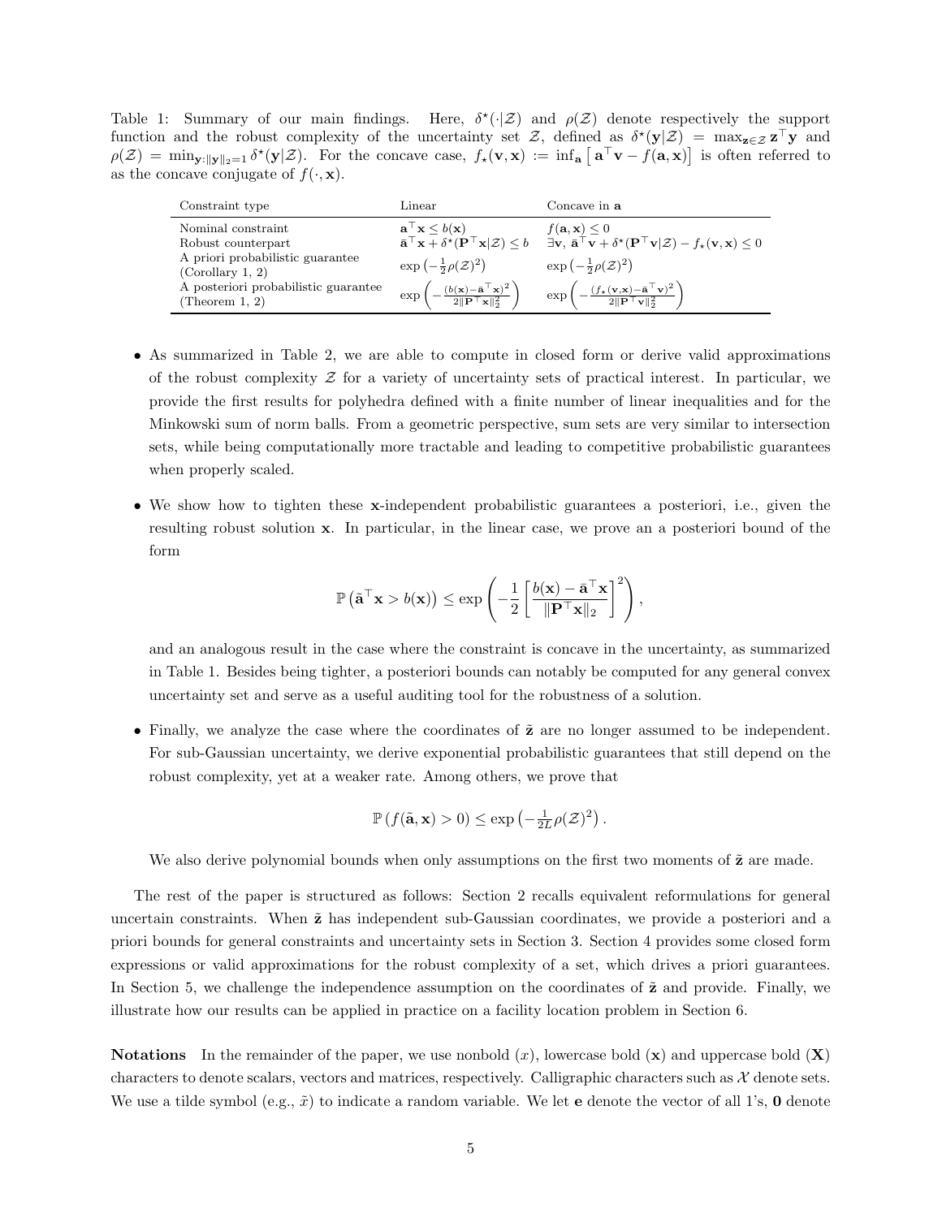Table 1: Summary of our main findings. Here, $\delta^\star(\cdot|\mathcal{Z})$ and $\rho(\mathcal{Z})$ denote respectively the support function and the robust complexity of the uncertainty set $\mathcal{Z}$, defined as $\delta^\star(\mathbf{y}|\mathcal{Z}) = \max_{\mathbf{z}\in\mathcal{Z}} \mathbf{z}^\top \mathbf{y}$ and $\rho(\mathcal{Z}) = \min_{\mathbf{y}:\|\mathbf{y}\|_2=1} \delta^\star(\mathbf{y}|\mathcal{Z})$. For the concave case, $f_\star(\mathbf{v}, \mathbf{x}) := \inf_{\mathbf{a}} \left[ \mathbf{a}^\top \mathbf{v} - f(\mathbf{a}, \mathbf{x}) \right]$ is often referred to as the concave conjugate of $f(\cdot, \mathbf{x})$.

| Constraint type | Linear | Concave in $\mathbf{a}$ |
|---|---|---|
| Nominal constraint | $\mathbf{a}^\top \mathbf{x} \le b(\mathbf{x})$ | $f(\mathbf{a}, \mathbf{x}) \le 0$ |
| Robust counterpart | $\bar{\mathbf{a}}^\top \mathbf{x} + \delta^\star(\mathbf{P}^\top \mathbf{x}\|\mathcal{Z}) \le b$ | $\exists \mathbf{v},\ \bar{\mathbf{a}}^\top \mathbf{v} + \delta^\star(\mathbf{P}^\top \mathbf{v}\|\mathcal{Z}) - f_\star(\mathbf{v}, \mathbf{x}) \le 0$ |
| A priori probabilistic guarantee (Corollary 1, 2) | $\exp\left(-\frac{1}{2}\rho(\mathcal{Z})^2\right)$ | $\exp\left(-\frac{1}{2}\rho(\mathcal{Z})^2\right)$ |
| A posteriori probabilistic guarantee (Theorem 1, 2) | $\exp\left(-\frac{(b(\mathbf{x}) - \bar{\mathbf{a}}^\top \mathbf{x})^2}{2\|\mathbf{P}^\top \mathbf{x}\|_2^2}\right)$ | $\exp\left(-\frac{(f_\star(\mathbf{v}, \mathbf{x}) - \bar{\mathbf{a}}^\top \mathbf{v})^2}{2\|\mathbf{P}^\top \mathbf{v}\|_2^2}\right)$ |

- As summarized in Table 2, we are able to compute in closed form or derive valid approximations of the robust complexity $\mathcal{Z}$ for a variety of uncertainty sets of practical interest. In particular, we provide the first results for polyhedra defined with a finite number of linear inequalities and for the Minkowski sum of norm balls. From a geometric perspective, sum sets are very similar to intersection sets, while being computationally more tractable and leading to competitive probabilistic guarantees when properly scaled.

- We show how to tighten these $\mathbf{x}$-independent probabilistic guarantees a posteriori, i.e., given the resulting robust solution $\mathbf{x}$. In particular, in the linear case, we prove an a posteriori bound of the form

$$\mathbb{P}\left(\tilde{\mathbf{a}}^\top \mathbf{x} > b(\mathbf{x})\right) \le \exp\left(-\frac{1}{2}\left[\frac{b(\mathbf{x}) - \bar{\mathbf{a}}^\top \mathbf{x}}{\|\mathbf{P}^\top \mathbf{x}\|_2}\right]^2\right),$$

  and an analogous result in the case where the constraint is concave in the uncertainty, as summarized in Table 1. Besides being tighter, a posteriori bounds can notably be computed for any general convex uncertainty set and serve as a useful auditing tool for the robustness of a solution.

- Finally, we analyze the case where the coordinates of $\tilde{\mathbf{z}}$ are no longer assumed to be independent. For sub-Gaussian uncertainty, we derive exponential probabilistic guarantees that still depend on the robust complexity, yet at a weaker rate. Among others, we prove that

$$\mathbb{P}\left(f(\tilde{\mathbf{a}}, \mathbf{x}) > 0\right) \le \exp\left(-\tfrac{1}{2L}\rho(\mathcal{Z})^2\right).$$

  We also derive polynomial bounds when only assumptions on the first two moments of $\tilde{\mathbf{z}}$ are made.

The rest of the paper is structured as follows: Section 2 recalls equivalent reformulations for general uncertain constraints. When $\tilde{\mathbf{z}}$ has independent sub-Gaussian coordinates, we provide a posteriori and a priori bounds for general constraints and uncertainty sets in Section 3. Section 4 provides some closed form expressions or valid approximations for the robust complexity of a set, which drives a priori guarantees. In Section 5, we challenge the independence assumption on the coordinates of $\tilde{\mathbf{z}}$ and provide. Finally, we illustrate how our results can be applied in practice on a facility location problem in Section 6.

**Notations** In the remainder of the paper, we use nonbold ($x$), lowercase bold ($\mathbf{x}$) and uppercase bold ($\mathbf{X}$) characters to denote scalars, vectors and matrices, respectively. Calligraphic characters such as $\mathcal{X}$ denote sets. We use a tilde symbol (e.g., $\tilde{x}$) to indicate a random variable. We let $\mathbf{e}$ denote the vector of all 1's, $\mathbf{0}$ denote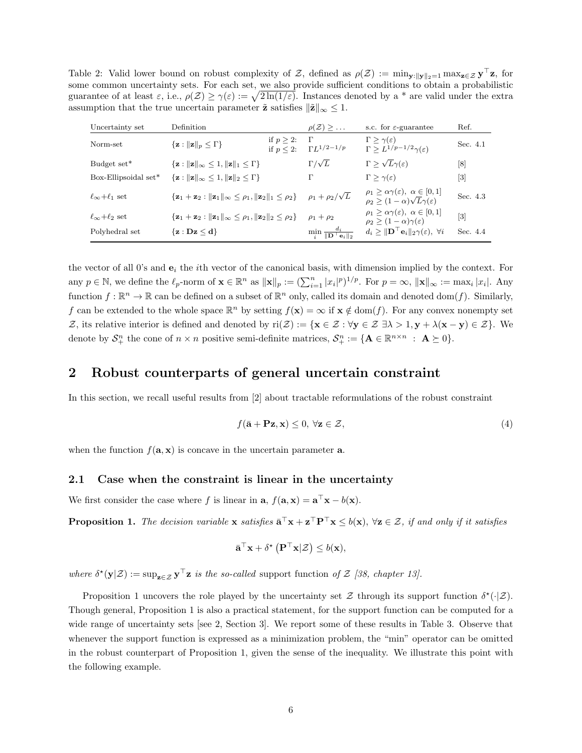Table 2: Valid lower bound on robust complexity of $\mathcal{Z}$, defined as $\rho(\mathcal{Z}) := \min_{\mathbf{y}:\|\mathbf{y}\|_2=1} \max_{\mathbf{z}\in\mathcal{Z}} \mathbf{y}^\top \mathbf{z}$, for some common uncertainty sets. For each set, we also provide sufficient conditions to obtain a probabilistic guarantee of at least $\varepsilon$, i.e., $\rho(\mathcal{Z}) \geq \gamma(\varepsilon) := \sqrt{2\ln(1/\varepsilon)}$. Instances denoted by a * are valid under the extra assumption that the true uncertain parameter $\tilde{\mathbf{z}}$ satisfies $\|\tilde{\mathbf{z}}\|_\infty \leq 1$.

| Uncertainty set | Definition | | $\rho(\mathcal{Z}) \geq \dots$ | s.c. for $\varepsilon$-guarantee | Ref. |
|---|---|---|---|---|---|
| Norm-set | $\{\mathbf{z} : \|\mathbf{z}\|_p \leq \Gamma\}$ | if $p \geq 2$: <br> if $p \leq 2$: | $\Gamma$ <br> $\Gamma L^{1/2-1/p}$ | $\Gamma \geq \gamma(\varepsilon)$ <br> $\Gamma \geq L^{1/p-1/2}\gamma(\varepsilon)$ | Sec. 4.1 |
| Budget set* | $\{\mathbf{z} : \|\mathbf{z}\|_\infty \leq 1, \|\mathbf{z}\|_1 \leq \Gamma\}$ | | $\Gamma/\sqrt{L}$ | $\Gamma \geq \sqrt{L}\gamma(\varepsilon)$ | [8] |
| Box-Ellipsoidal set* | $\{\mathbf{z} : \|\mathbf{z}\|_\infty \leq 1, \|\mathbf{z}\|_2 \leq \Gamma\}$ | | $\Gamma$ | $\Gamma \geq \gamma(\varepsilon)$ | [3] |
| $\ell_\infty$+$\ell_1$ set | $\{\mathbf{z}_1 + \mathbf{z}_2 : \|\mathbf{z}_1\|_\infty \leq \rho_1, \|\mathbf{z}_2\|_1 \leq \rho_2\}$ | | $\rho_1 + \rho_2/\sqrt{L}$ | $\rho_1 \geq \alpha\gamma(\varepsilon),\ \alpha \in [0,1]$ <br> $\rho_2 \geq (1-\alpha)\sqrt{L}\gamma(\varepsilon)$ | Sec. 4.3 |
| $\ell_\infty$+$\ell_2$ set | $\{\mathbf{z}_1 + \mathbf{z}_2 : \|\mathbf{z}_1\|_\infty \leq \rho_1, \|\mathbf{z}_2\|_2 \leq \rho_2\}$ | | $\rho_1 + \rho_2$ | $\rho_1 \geq \alpha\gamma(\varepsilon),\ \alpha \in [0,1]$ <br> $\rho_2 \geq (1-\alpha)\gamma(\varepsilon)$ | [3] |
| Polyhedral set | $\{\mathbf{z} : \mathbf{D}\mathbf{z} \leq \mathbf{d}\}$ | | $\min_i \frac{d_i}{\|\mathbf{D}^\top \mathbf{e}_i\|_2}$ | $d_i \geq \|\mathbf{D}^\top \mathbf{e}_i\|_2 \gamma(\varepsilon),\ \forall i$ | Sec. 4.4 |

the vector of all 0's and $\mathbf{e}_i$ the $i$th vector of the canonical basis, with dimension implied by the context. For any $p \in \mathbb{N}$, we define the $\ell_p$-norm of $\mathbf{x} \in \mathbb{R}^n$ as $\|\mathbf{x}\|_p := (\sum_{i=1}^n |x_i|^p)^{1/p}$. For $p = \infty$, $\|\mathbf{x}\|_\infty := \max_i |x_i|$. Any function $f : \mathbb{R}^n \to \mathbb{R}$ can be defined on a subset of $\mathbb{R}^n$ only, called its domain and denoted $\mathrm{dom}(f)$. Similarly, $f$ can be extended to the whole space $\mathbb{R}^n$ by setting $f(\mathbf{x}) = \infty$ if $\mathbf{x} \notin \mathrm{dom}(f)$. For any convex nonempty set $\mathcal{Z}$, its relative interior is defined and denoted by $\mathrm{ri}(\mathcal{Z}) := \{\mathbf{x} \in \mathcal{Z} : \forall \mathbf{y} \in \mathcal{Z}\ \exists \lambda > 1, \mathbf{y} + \lambda(\mathbf{x} - \mathbf{y}) \in \mathcal{Z}\}$. We denote by $\mathcal{S}_+^n$ the cone of $n \times n$ positive semi-definite matrices, $\mathcal{S}_+^n := \{\mathbf{A} \in \mathbb{R}^{n\times n} \ : \ \mathbf{A} \succeq 0\}$.

## 2 Robust counterparts of general uncertain constraint

In this section, we recall useful results from [2] about tractable reformulations of the robust constraint

$$f(\bar{\mathbf{a}} + \mathbf{P}\mathbf{z}, \mathbf{x}) \leq 0,\ \forall \mathbf{z} \in \mathcal{Z}, \tag{4}$$

when the function $f(\mathbf{a}, \mathbf{x})$ is concave in the uncertain parameter $\mathbf{a}$.

### 2.1 Case when the constraint is linear in the uncertainty

We first consider the case where $f$ is linear in $\mathbf{a}$, $f(\mathbf{a}, \mathbf{x}) = \mathbf{a}^\top \mathbf{x} - b(\mathbf{x})$.

**Proposition 1.** *The decision variable $\mathbf{x}$ satisfies $\bar{\mathbf{a}}^\top \mathbf{x} + \mathbf{z}^\top \mathbf{P}^\top \mathbf{x} \leq b(\mathbf{x})$, $\forall \mathbf{z} \in \mathcal{Z}$, if and only if it satisfies*

$$\bar{\mathbf{a}}^\top \mathbf{x} + \delta^\star\left(\mathbf{P}^\top \mathbf{x} | \mathcal{Z}\right) \leq b(\mathbf{x}),$$

*where $\delta^\star(\mathbf{y}|\mathcal{Z}) := \sup_{\mathbf{z}\in\mathcal{Z}} \mathbf{y}^\top \mathbf{z}$ is the so-called* support function *of $\mathcal{Z}$ [38, chapter 13].*

Proposition 1 uncovers the role played by the uncertainty set $\mathcal{Z}$ through its support function $\delta^\star(\cdot|\mathcal{Z})$. Though general, Proposition 1 is also a practical statement, for the support function can be computed for a wide range of uncertainty sets [see 2, Section 3]. We report some of these results in Table 3. Observe that whenever the support function is expressed as a minimization problem, the "min" operator can be omitted in the robust counterpart of Proposition 1, given the sense of the inequality. We illustrate this point with the following example.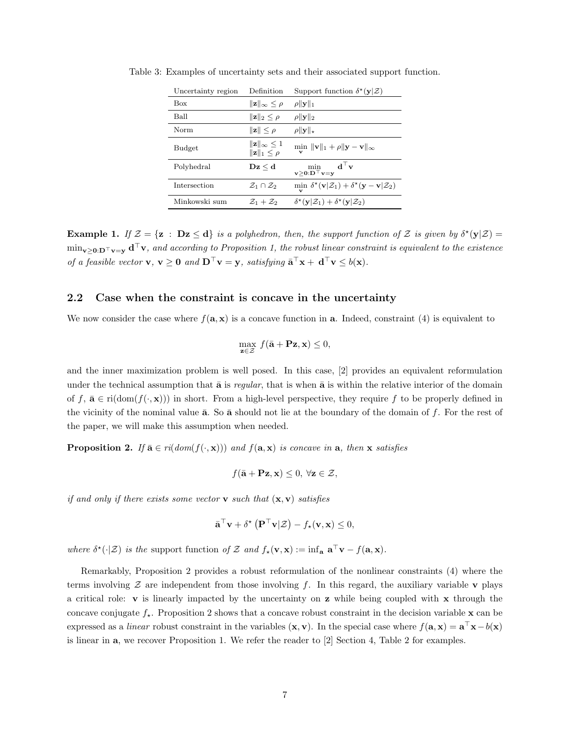Table 3: Examples of uncertainty sets and their associated support function.

| Uncertainty region | Definition | Support function $\delta^\star(\mathbf{y}\vert\mathcal{Z})$ |
|---|---|---|
| Box | $\\|\mathbf{z}\\|_\infty \leq \rho$ | $\rho\\|\mathbf{y}\\|_1$ |
| Ball | $\\|\mathbf{z}\\|_2 \leq \rho$ | $\rho\\|\mathbf{y}\\|_2$ |
| Norm | $\\|\mathbf{z}\\| \leq \rho$ | $\rho\\|\mathbf{y}\\|_\star$ |
| Budget | $\\|\mathbf{z}\\|_\infty \leq 1$, $\\|\mathbf{z}\\|_1 \leq \rho$ | $\min_{\mathbf{v}} \\|\mathbf{v}\\|_1 + \rho\\|\mathbf{y}-\mathbf{v}\\|_\infty$ |
| Polyhedral | $\mathbf{D}\mathbf{z} \leq \mathbf{d}$ | $\min_{\mathbf{v}\geq\mathbf{0}:\mathbf{D}^\top\mathbf{v}=\mathbf{y}} \mathbf{d}^\top\mathbf{v}$ |
| Intersection | $\mathcal{Z}_1 \cap \mathcal{Z}_2$ | $\min_{\mathbf{v}} \delta^\star(\mathbf{v}\vert\mathcal{Z}_1) + \delta^\star(\mathbf{y}-\mathbf{v}\vert\mathcal{Z}_2)$ |
| Minkowski sum | $\mathcal{Z}_1 + \mathcal{Z}_2$ | $\delta^\star(\mathbf{y}\vert\mathcal{Z}_1) + \delta^\star(\mathbf{y}\vert\mathcal{Z}_2)$ |

**Example 1.** *If $\mathcal{Z} = \{\mathbf{z} : \mathbf{D}\mathbf{z} \leq \mathbf{d}\}$ is a polyhedron, then, the support function of $\mathcal{Z}$ is given by $\delta^\star(\mathbf{y}|\mathcal{Z}) = \min_{\mathbf{v}\geq\mathbf{0}:\mathbf{D}^\top\mathbf{v}=\mathbf{y}} \mathbf{d}^\top\mathbf{v}$, and according to Proposition 1, the robust linear constraint is equivalent to the existence of a feasible vector $\mathbf{v}$, $\mathbf{v} \geq \mathbf{0}$ and $\mathbf{D}^\top\mathbf{v} = \mathbf{y}$, satisfying $\bar{\mathbf{a}}^\top\mathbf{x} + \mathbf{d}^\top\mathbf{v} \leq b(\mathbf{x})$.*

## 2.2 Case when the constraint is concave in the uncertainty

We now consider the case where $f(\mathbf{a}, \mathbf{x})$ is a concave function in $\mathbf{a}$. Indeed, constraint (4) is equivalent to

$$\max_{\mathbf{z}\in\mathcal{Z}} f(\bar{\mathbf{a}} + \mathbf{P}\mathbf{z}, \mathbf{x}) \leq 0,$$

and the inner maximization problem is well posed. In this case, [2] provides an equivalent reformulation under the technical assumption that $\bar{\mathbf{a}}$ is *regular*, that is when $\bar{\mathbf{a}}$ is within the relative interior of the domain of $f$, $\bar{\mathbf{a}} \in \mathrm{ri}(\mathrm{dom}(f(\cdot, \mathbf{x})))$ in short. From a high-level perspective, they require $f$ to be properly defined in the vicinity of the nominal value $\bar{\mathbf{a}}$. So $\bar{\mathbf{a}}$ should not lie at the boundary of the domain of $f$. For the rest of the paper, we will make this assumption when needed.

**Proposition 2.** *If $\bar{\mathbf{a}} \in ri(dom(f(\cdot, \mathbf{x})))$ and $f(\mathbf{a}, \mathbf{x})$ is concave in $\mathbf{a}$, then $\mathbf{x}$ satisfies*

$$f(\bar{\mathbf{a}} + \mathbf{P}\mathbf{z}, \mathbf{x}) \leq 0, \ \forall \mathbf{z} \in \mathcal{Z},$$

*if and only if there exists some vector $\mathbf{v}$ such that $(\mathbf{x}, \mathbf{v})$ satisfies*

$$\bar{\mathbf{a}}^\top\mathbf{v} + \delta^\star\left(\mathbf{P}^\top\mathbf{v}|\mathcal{Z}\right) - f_\star(\mathbf{v}, \mathbf{x}) \leq 0,$$

*where $\delta^\star(\cdot|\mathcal{Z})$ is the* support function *of $\mathcal{Z}$ and $f_\star(\mathbf{v}, \mathbf{x}) := \inf_{\mathbf{a}} \mathbf{a}^\top\mathbf{v} - f(\mathbf{a}, \mathbf{x})$.*

Remarkably, Proposition 2 provides a robust reformulation of the nonlinear constraints (4) where the terms involving $\mathcal{Z}$ are independent from those involving $f$. In this regard, the auxiliary variable $\mathbf{v}$ plays a critical role: $\mathbf{v}$ is linearly impacted by the uncertainty on $\mathbf{z}$ while being coupled with $\mathbf{x}$ through the concave conjugate $f_\star$. Proposition 2 shows that a concave robust constraint in the decision variable $\mathbf{x}$ can be expressed as a *linear* robust constraint in the variables $(\mathbf{x}, \mathbf{v})$. In the special case where $f(\mathbf{a}, \mathbf{x}) = \mathbf{a}^\top\mathbf{x} - b(\mathbf{x})$ is linear in $\mathbf{a}$, we recover Proposition 1. We refer the reader to [2] Section 4, Table 2 for examples.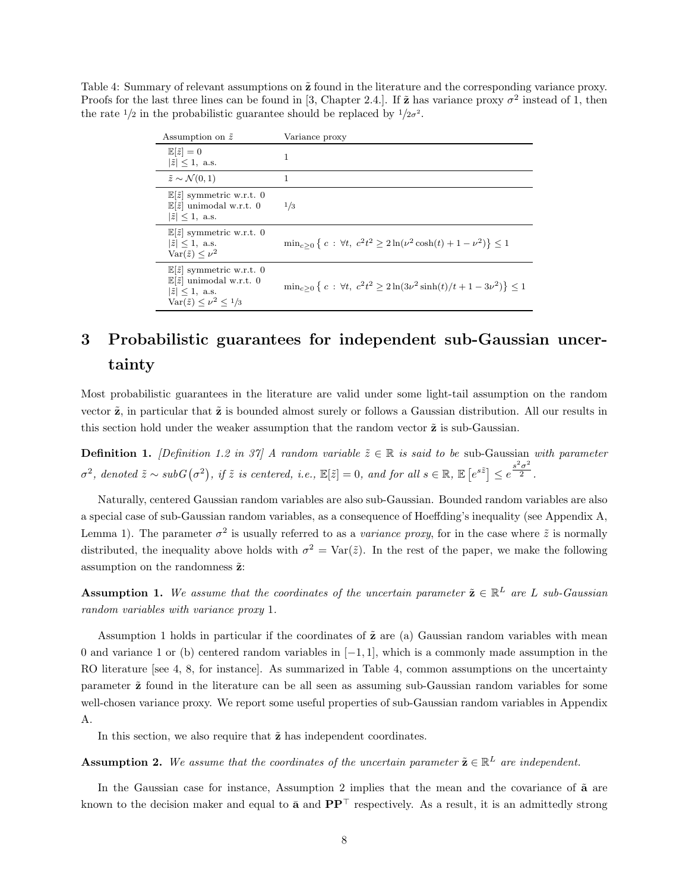Table 4: Summary of relevant assumptions on $\tilde{\mathbf{z}}$ found in the literature and the corresponding variance proxy. Proofs for the last three lines can be found in [3, Chapter 2.4.]. If $\tilde{\mathbf{z}}$ has variance proxy $\sigma^2$ instead of 1, then the rate $1/2$ in the probabilistic guarantee should be replaced by $1/2\sigma^2$.

| Assumption on $\tilde{z}$ | Variance proxy |
|---|---|
| $\mathbb{E}[\tilde{z}] = 0$ <br> $\lvert\tilde{z}\rvert \leq 1$, a.s. | 1 |
| $\tilde{z} \sim \mathcal{N}(0,1)$ | 1 |
| $\mathbb{E}[\tilde{z}]$ symmetric w.r.t. 0 <br> $\mathbb{E}[\tilde{z}]$ unimodal w.r.t. 0 <br> $\lvert\tilde{z}\rvert \leq 1$, a.s. | $1/3$ |
| $\mathbb{E}[\tilde{z}]$ symmetric w.r.t. 0 <br> $\lvert\tilde{z}\rvert \leq 1$, a.s. <br> $\mathrm{Var}(\tilde{z}) \leq \nu^2$ | $\min_{c \geq 0} \left\{ c \,:\, \forall t,\ c^2 t^2 \geq 2 \ln(\nu^2 \cosh(t) + 1 - \nu^2) \right\} \leq 1$ |
| $\mathbb{E}[\tilde{z}]$ symmetric w.r.t. 0 <br> $\mathbb{E}[\tilde{z}]$ unimodal w.r.t. 0 <br> $\lvert\tilde{z}\rvert \leq 1$, a.s. <br> $\mathrm{Var}(\tilde{z}) \leq \nu^2 \leq 1/3$ | $\min_{c \geq 0} \left\{ c \,:\, \forall t,\ c^2 t^2 \geq 2 \ln(3\nu^2 \sinh(t)/t + 1 - 3\nu^2) \right\} \leq 1$ |

# 3 Probabilistic guarantees for independent sub-Gaussian uncertainty

Most probabilistic guarantees in the literature are valid under some light-tail assumption on the random vector $\tilde{\mathbf{z}}$, in particular that $\tilde{\mathbf{z}}$ is bounded almost surely or follows a Gaussian distribution. All our results in this section hold under the weaker assumption that the random vector $\tilde{\mathbf{z}}$ is sub-Gaussian.

**Definition 1.** *[Definition 1.2 in 37] A random variable $\tilde{z} \in \mathbb{R}$ is said to be* sub-Gaussian *with parameter $\sigma^2$, denoted $\tilde{z} \sim subG(\sigma^2)$, if $\tilde{z}$ is centered, i.e., $\mathbb{E}[\tilde{z}] = 0$, and for all $s \in \mathbb{R}$, $\mathbb{E}\left[e^{s\tilde{z}}\right] \leq e^{\frac{s^2\sigma^2}{2}}$.*

Naturally, centered Gaussian random variables are also sub-Gaussian. Bounded random variables are also a special case of sub-Gaussian random variables, as a consequence of Hoeffding's inequality (see Appendix A, Lemma 1). The parameter $\sigma^2$ is usually referred to as a *variance proxy*, for in the case where $\tilde{z}$ is normally distributed, the inequality above holds with $\sigma^2 = \mathrm{Var}(\tilde{z})$. In the rest of the paper, we make the following assumption on the randomness $\tilde{\mathbf{z}}$:

**Assumption 1.** *We assume that the coordinates of the uncertain parameter $\tilde{\mathbf{z}} \in \mathbb{R}^L$ are $L$ sub-Gaussian random variables with variance proxy 1.*

Assumption 1 holds in particular if the coordinates of $\tilde{\mathbf{z}}$ are (a) Gaussian random variables with mean 0 and variance 1 or (b) centered random variables in $[-1, 1]$, which is a commonly made assumption in the RO literature [see 4, 8, for instance]. As summarized in Table 4, common assumptions on the uncertainty parameter $\tilde{\mathbf{z}}$ found in the literature can be all seen as assuming sub-Gaussian random variables for some well-chosen variance proxy. We report some useful properties of sub-Gaussian random variables in Appendix A.

In this section, we also require that $\tilde{\mathbf{z}}$ has independent coordinates.

**Assumption 2.** *We assume that the coordinates of the uncertain parameter $\tilde{\mathbf{z}} \in \mathbb{R}^L$ are independent.*

In the Gaussian case for instance, Assumption 2 implies that the mean and the covariance of $\tilde{\mathbf{a}}$ are known to the decision maker and equal to $\bar{\mathbf{a}}$ and $\mathbf{P}\mathbf{P}^\top$ respectively. As a result, it is an admittedly strong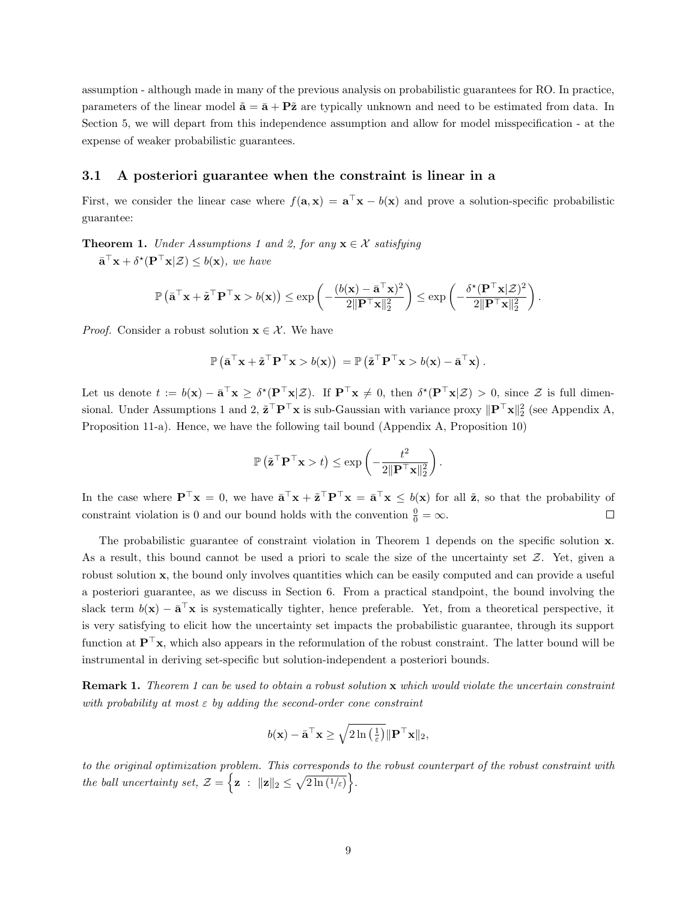assumption - although made in many of the previous analysis on probabilistic guarantees for RO. In practice, parameters of the linear model $\tilde{\mathbf{a}} = \bar{\mathbf{a}} + \mathbf{P}\tilde{\mathbf{z}}$ are typically unknown and need to be estimated from data. In Section 5, we will depart from this independence assumption and allow for model misspecification - at the expense of weaker probabilistic guarantees.

### 3.1 A posteriori guarantee when the constraint is linear in a

First, we consider the linear case where $f(\mathbf{a}, \mathbf{x}) = \mathbf{a}^\top \mathbf{x} - b(\mathbf{x})$ and prove a solution-specific probabilistic guarantee:

**Theorem 1.** *Under Assumptions 1 and 2, for any $\mathbf{x} \in \mathcal{X}$ satisfying $\bar{\mathbf{a}}^\top \mathbf{x} + \delta^\star(\mathbf{P}^\top \mathbf{x} | \mathcal{Z}) \leq b(\mathbf{x})$, we have*

$$\mathbb{P}\left(\bar{\mathbf{a}}^\top \mathbf{x} + \tilde{\mathbf{z}}^\top \mathbf{P}^\top \mathbf{x} > b(\mathbf{x})\right) \leq \exp\left(-\frac{(b(\mathbf{x}) - \bar{\mathbf{a}}^\top \mathbf{x})^2}{2\|\mathbf{P}^\top \mathbf{x}\|_2^2}\right) \leq \exp\left(-\frac{\delta^\star(\mathbf{P}^\top \mathbf{x}|\mathcal{Z})^2}{2\|\mathbf{P}^\top \mathbf{x}\|_2^2}\right).$$

*Proof.* Consider a robust solution $\mathbf{x} \in \mathcal{X}$. We have

$$\mathbb{P}\left(\bar{\mathbf{a}}^\top \mathbf{x} + \tilde{\mathbf{z}}^\top \mathbf{P}^\top \mathbf{x} > b(\mathbf{x})\right) = \mathbb{P}\left(\tilde{\mathbf{z}}^\top \mathbf{P}^\top \mathbf{x} > b(\mathbf{x}) - \bar{\mathbf{a}}^\top \mathbf{x}\right).$$

Let us denote $t := b(\mathbf{x}) - \bar{\mathbf{a}}^\top \mathbf{x} \geq \delta^\star(\mathbf{P}^\top \mathbf{x}|\mathcal{Z})$. If $\mathbf{P}^\top \mathbf{x} \neq 0$, then $\delta^\star(\mathbf{P}^\top \mathbf{x}|\mathcal{Z}) > 0$, since $\mathcal{Z}$ is full dimensional. Under Assumptions 1 and 2, $\tilde{\mathbf{z}}^\top \mathbf{P}^\top \mathbf{x}$ is sub-Gaussian with variance proxy $\|\mathbf{P}^\top \mathbf{x}\|_2^2$ (see Appendix A, Proposition 11-a). Hence, we have the following tail bound (Appendix A, Proposition 10)

$$\mathbb{P}\left(\tilde{\mathbf{z}}^\top \mathbf{P}^\top \mathbf{x} > t\right) \leq \exp\left(-\frac{t^2}{2\|\mathbf{P}^\top \mathbf{x}\|_2^2}\right).$$

In the case where $\mathbf{P}^\top \mathbf{x} = 0$, we have $\bar{\mathbf{a}}^\top \mathbf{x} + \tilde{\mathbf{z}}^\top \mathbf{P}^\top \mathbf{x} = \bar{\mathbf{a}}^\top \mathbf{x} \leq b(\mathbf{x})$ for all $\tilde{\mathbf{z}}$, so that the probability of constraint violation is 0 and our bound holds with the convention $\frac{0}{0} = \infty$. □

The probabilistic guarantee of constraint violation in Theorem 1 depends on the specific solution $\mathbf{x}$. As a result, this bound cannot be used a priori to scale the size of the uncertainty set $\mathcal{Z}$. Yet, given a robust solution $\mathbf{x}$, the bound only involves quantities which can be easily computed and can provide a useful a posteriori guarantee, as we discuss in Section 6. From a practical standpoint, the bound involving the slack term $b(\mathbf{x}) - \bar{\mathbf{a}}^\top \mathbf{x}$ is systematically tighter, hence preferable. Yet, from a theoretical perspective, it is very satisfying to elicit how the uncertainty set impacts the probabilistic guarantee, through its support function at $\mathbf{P}^\top \mathbf{x}$, which also appears in the reformulation of the robust constraint. The latter bound will be instrumental in deriving set-specific but solution-independent a posteriori bounds.

**Remark 1.** *Theorem 1 can be used to obtain a robust solution $\mathbf{x}$ which would violate the uncertain constraint with probability at most $\varepsilon$ by adding the second-order cone constraint*

$$b(\mathbf{x}) - \bar{\mathbf{a}}^\top \mathbf{x} \geq \sqrt{2\ln\left(\tfrac{1}{\varepsilon}\right)}\|\mathbf{P}^\top \mathbf{x}\|_2,$$

*to the original optimization problem. This corresponds to the robust counterpart of the robust constraint with the ball uncertainty set, $\mathcal{Z} = \left\{\mathbf{z} \;:\; \|\mathbf{z}\|_2 \leq \sqrt{2\ln\left(1/\varepsilon\right)}\right\}$.*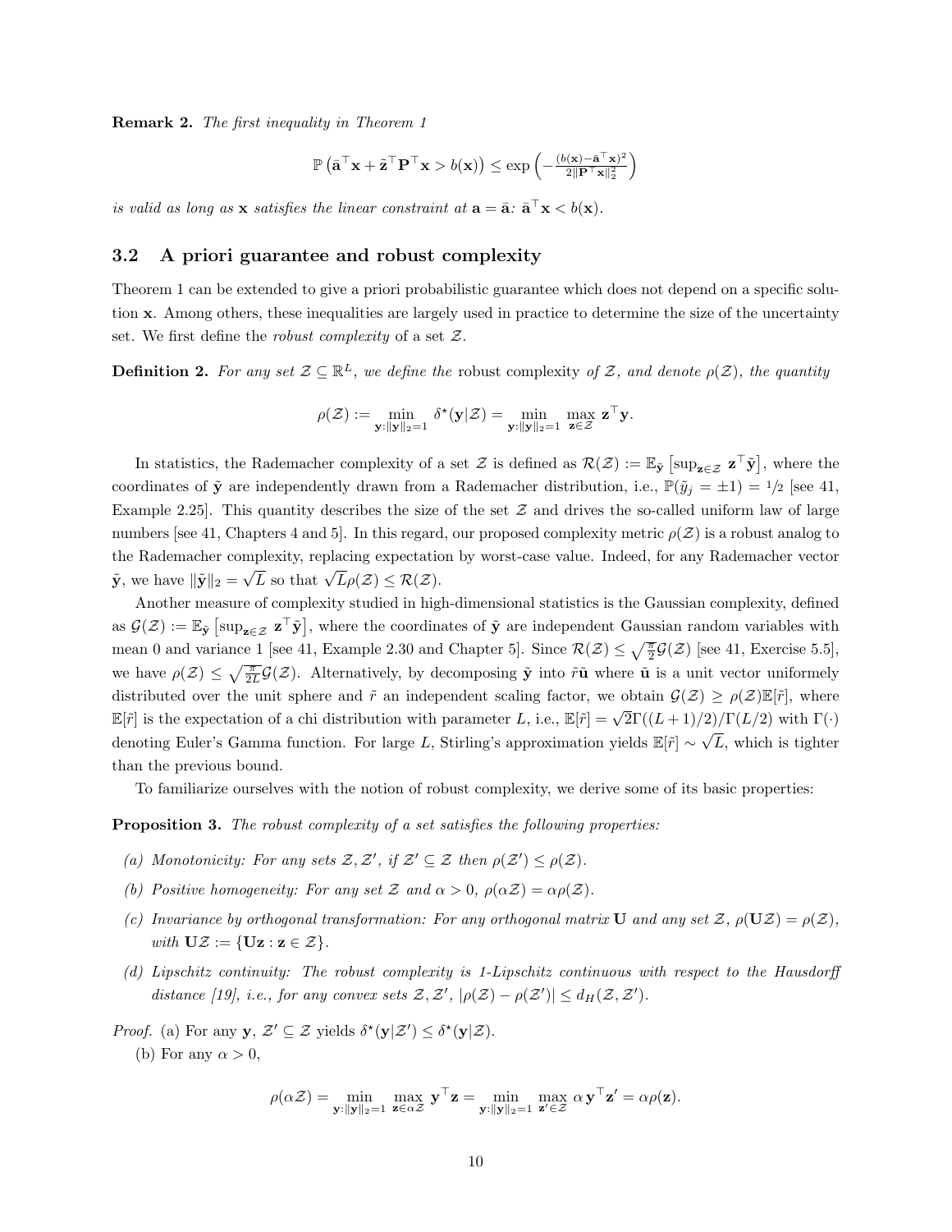**Remark 2.** *The first inequality in Theorem 1*

$$\mathbb{P}\left(\bar{\mathbf{a}}^\top \mathbf{x} + \tilde{\mathbf{z}}^\top \mathbf{P}^\top \mathbf{x} > b(\mathbf{x})\right) \leq \exp\left(-\frac{(b(\mathbf{x}) - \bar{\mathbf{a}}^\top \mathbf{x})^2}{2\|\mathbf{P}^\top \mathbf{x}\|_2^2}\right)$$

*is valid as long as* $\mathbf{x}$ *satisfies the linear constraint at* $\mathbf{a} = \bar{\mathbf{a}}$*:* $\bar{\mathbf{a}}^\top \mathbf{x} < b(\mathbf{x})$*.*

## 3.2 A priori guarantee and robust complexity

Theorem 1 can be extended to give a priori probabilistic guarantee which does not depend on a specific solution $\mathbf{x}$. Among others, these inequalities are largely used in practice to determine the size of the uncertainty set. We first define the *robust complexity* of a set $\mathcal{Z}$.

**Definition 2.** *For any set* $\mathcal{Z} \subseteq \mathbb{R}^L$*, we define the* robust complexity *of* $\mathcal{Z}$*, and denote* $\rho(\mathcal{Z})$*, the quantity*

$$\rho(\mathcal{Z}) := \min_{\mathbf{y}:\|\mathbf{y}\|_2=1} \delta^\star(\mathbf{y}|\mathcal{Z}) = \min_{\mathbf{y}:\|\mathbf{y}\|_2=1} \max_{\mathbf{z}\in\mathcal{Z}} \mathbf{z}^\top \mathbf{y}.$$

In statistics, the Rademacher complexity of a set $\mathcal{Z}$ is defined as $\mathcal{R}(\mathcal{Z}) := \mathbb{E}_{\tilde{\mathbf{y}}}\left[\sup_{\mathbf{z}\in\mathcal{Z}} \mathbf{z}^\top \tilde{\mathbf{y}}\right]$, where the coordinates of $\tilde{\mathbf{y}}$ are independently drawn from a Rademacher distribution, i.e., $\mathbb{P}(\tilde{y}_j = \pm 1) = 1/2$ [see 41, Example 2.25]. This quantity describes the size of the set $\mathcal{Z}$ and drives the so-called uniform law of large numbers [see 41, Chapters 4 and 5]. In this regard, our proposed complexity metric $\rho(\mathcal{Z})$ is a robust analog to the Rademacher complexity, replacing expectation by worst-case value. Indeed, for any Rademacher vector $\tilde{\mathbf{y}}$, we have $\|\tilde{\mathbf{y}}\|_2 = \sqrt{L}$ so that $\sqrt{L}\rho(\mathcal{Z}) \leq \mathcal{R}(\mathcal{Z})$.

Another measure of complexity studied in high-dimensional statistics is the Gaussian complexity, defined as $\mathcal{G}(\mathcal{Z}) := \mathbb{E}_{\tilde{\mathbf{y}}}\left[\sup_{\mathbf{z}\in\mathcal{Z}} \mathbf{z}^\top \tilde{\mathbf{y}}\right]$, where the coordinates of $\tilde{\mathbf{y}}$ are independent Gaussian random variables with mean 0 and variance 1 [see 41, Example 2.30 and Chapter 5]. Since $\mathcal{R}(\mathcal{Z}) \leq \sqrt{\frac{\pi}{2}}\mathcal{G}(\mathcal{Z})$ [see 41, Exercise 5.5], we have $\rho(\mathcal{Z}) \leq \sqrt{\frac{\pi}{2L}}\mathcal{G}(\mathcal{Z})$. Alternatively, by decomposing $\tilde{\mathbf{y}}$ into $\tilde{r}\tilde{\mathbf{u}}$ where $\tilde{\mathbf{u}}$ is a unit vector uniformly distributed over the unit sphere and $\tilde{r}$ an independent scaling factor, we obtain $\mathcal{G}(\mathcal{Z}) \geq \rho(\mathcal{Z})\mathbb{E}[\tilde{r}]$, where $\mathbb{E}[\tilde{r}]$ is the expectation of a chi distribution with parameter $L$, i.e., $\mathbb{E}[\tilde{r}] = \sqrt{2}\Gamma((L+1)/2)/\Gamma(L/2)$ with $\Gamma(\cdot)$ denoting Euler's Gamma function. For large $L$, Stirling's approximation yields $\mathbb{E}[\tilde{r}] \sim \sqrt{L}$, which is tighter than the previous bound.

To familiarize ourselves with the notion of robust complexity, we derive some of its basic properties:

**Proposition 3.** *The robust complexity of a set satisfies the following properties:*

*(a) Monotonicity: For any sets* $\mathcal{Z}, \mathcal{Z}'$*, if* $\mathcal{Z}' \subseteq \mathcal{Z}$ *then* $\rho(\mathcal{Z}') \leq \rho(\mathcal{Z})$*.*

*(b) Positive homogeneity: For any set* $\mathcal{Z}$ *and* $\alpha > 0$*,* $\rho(\alpha\mathcal{Z}) = \alpha\rho(\mathcal{Z})$*.*

*(c) Invariance by orthogonal transformation: For any orthogonal matrix* $\mathbf{U}$ *and any set* $\mathcal{Z}$*,* $\rho(\mathbf{U}\mathcal{Z}) = \rho(\mathcal{Z})$*, with* $\mathbf{U}\mathcal{Z} := \{\mathbf{U}\mathbf{z} : \mathbf{z} \in \mathcal{Z}\}$*.*

*(d) Lipschitz continuity: The robust complexity is 1-Lipschitz continuous with respect to the Hausdorff distance [19], i.e., for any convex sets* $\mathcal{Z}, \mathcal{Z}'$*,* $|\rho(\mathcal{Z}) - \rho(\mathcal{Z}')| \leq d_H(\mathcal{Z}, \mathcal{Z}')$*.*

*Proof.* (a) For any $\mathbf{y}$, $\mathcal{Z}' \subseteq \mathcal{Z}$ yields $\delta^\star(\mathbf{y}|\mathcal{Z}') \leq \delta^\star(\mathbf{y}|\mathcal{Z})$.

(b) For any $\alpha > 0$,

$$\rho(\alpha\mathcal{Z}) = \min_{\mathbf{y}:\|\mathbf{y}\|_2=1} \max_{\mathbf{z}\in\alpha\mathcal{Z}} \mathbf{y}^\top \mathbf{z} = \min_{\mathbf{y}:\|\mathbf{y}\|_2=1} \max_{\mathbf{z}'\in\mathcal{Z}} \alpha\, \mathbf{y}^\top \mathbf{z}' = \alpha\rho(\mathbf{z}).$$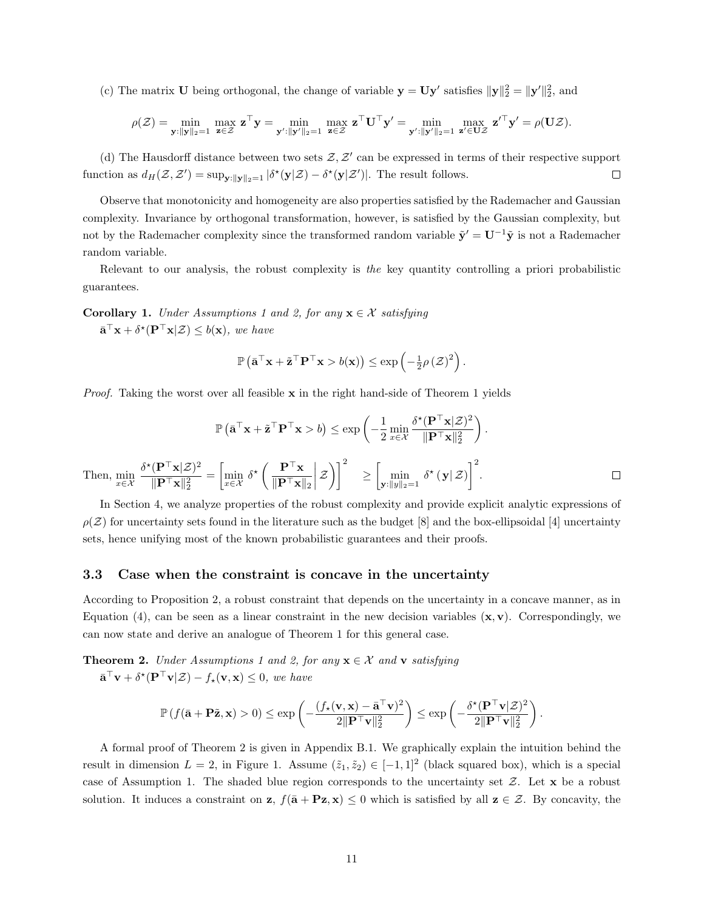(c) The matrix $\mathbf{U}$ being orthogonal, the change of variable $\mathbf{y} = \mathbf{U}\mathbf{y}'$ satisfies $\|\mathbf{y}\|_2^2 = \|\mathbf{y}'\|_2^2$, and

$$\rho(\mathcal{Z}) = \min_{\mathbf{y}:\|\mathbf{y}\|_2=1} \max_{\mathbf{z}\in\mathcal{Z}} \mathbf{z}^\top \mathbf{y} = \min_{\mathbf{y}':\|\mathbf{y}'\|_2=1} \max_{\mathbf{z}\in\mathcal{Z}} \mathbf{z}^\top \mathbf{U}^\top \mathbf{y}' = \min_{\mathbf{y}':\|\mathbf{y}'\|_2=1} \max_{\mathbf{z}'\in\mathbf{U}\mathcal{Z}} \mathbf{z}'^\top \mathbf{y}' = \rho(\mathbf{U}\mathcal{Z}).$$

(d) The Hausdorff distance between two sets $\mathcal{Z}, \mathcal{Z}'$ can be expressed in terms of their respective support function as $d_H(\mathcal{Z}, \mathcal{Z}') = \sup_{\mathbf{y}:\|\mathbf{y}\|_2=1} |\delta^\star(\mathbf{y}|\mathcal{Z}) - \delta^\star(\mathbf{y}|\mathcal{Z}')|$. The result follows. ◻

Observe that monotonicity and homogeneity are also properties satisfied by the Rademacher and Gaussian complexity. Invariance by orthogonal transformation, however, is satisfied by the Gaussian complexity, but not by the Rademacher complexity since the transformed random variable $\tilde{\mathbf{y}}' = \mathbf{U}^{-1}\tilde{\mathbf{y}}$ is not a Rademacher random variable.

Relevant to our analysis, the robust complexity is *the* key quantity controlling a priori probabilistic guarantees.

**Corollary 1.** *Under Assumptions 1 and 2, for any $\mathbf{x} \in \mathcal{X}$ satisfying $\bar{\mathbf{a}}^\top \mathbf{x} + \delta^\star(\mathbf{P}^\top \mathbf{x}|\mathcal{Z}) \leq b(\mathbf{x})$, we have*

$$\mathbb{P}\left(\bar{\mathbf{a}}^\top \mathbf{x} + \tilde{\mathbf{z}}^\top \mathbf{P}^\top \mathbf{x} > b(\mathbf{x})\right) \leq \exp\left(-\tfrac{1}{2}\rho\left(\mathcal{Z}\right)^2\right).$$

*Proof.* Taking the worst over all feasible $\mathbf{x}$ in the right hand-side of Theorem 1 yields

$$\mathbb{P}\left(\bar{\mathbf{a}}^\top \mathbf{x} + \tilde{\mathbf{z}}^\top \mathbf{P}^\top \mathbf{x} > b\right) \leq \exp\left(-\frac{1}{2}\min_{x\in\mathcal{X}} \frac{\delta^\star(\mathbf{P}^\top \mathbf{x}|\mathcal{Z})^2}{\|\mathbf{P}^\top \mathbf{x}\|_2^2}\right).$$

Then, $\displaystyle\min_{x\in\mathcal{X}} \frac{\delta^\star(\mathbf{P}^\top \mathbf{x}|\mathcal{Z})^2}{\|\mathbf{P}^\top \mathbf{x}\|_2^2} = \left[\min_{x\in\mathcal{X}} \delta^\star\left(\left.\frac{\mathbf{P}^\top \mathbf{x}}{\|\mathbf{P}^\top \mathbf{x}\|_2}\right| \mathcal{Z}\right)\right]^2 \geq \left[\min_{\mathbf{y}:\|y\|_2=1} \delta^\star\left(\mathbf{y}|\, \mathcal{Z}\right)\right]^2.$ ◻

In Section 4, we analyze properties of the robust complexity and provide explicit analytic expressions of $\rho(\mathcal{Z})$ for uncertainty sets found in the literature such as the budget [8] and the box-ellipsoidal [4] uncertainty sets, hence unifying most of the known probabilistic guarantees and their proofs.

### 3.3 Case when the constraint is concave in the uncertainty

According to Proposition 2, a robust constraint that depends on the uncertainty in a concave manner, as in Equation (4), can be seen as a linear constraint in the new decision variables $(\mathbf{x}, \mathbf{v})$. Correspondingly, we can now state and derive an analogue of Theorem 1 for this general case.

**Theorem 2.** *Under Assumptions 1 and 2, for any $\mathbf{x} \in \mathcal{X}$ and $\mathbf{v}$ satisfying $\bar{\mathbf{a}}^\top \mathbf{v} + \delta^\star(\mathbf{P}^\top \mathbf{v}|\mathcal{Z}) - f_\star(\mathbf{v}, \mathbf{x}) \leq 0$, we have*

$$\mathbb{P}\left(f(\bar{\mathbf{a}} + \mathbf{P}\tilde{\mathbf{z}}, \mathbf{x}) > 0\right) \leq \exp\left(-\frac{(f_\star(\mathbf{v}, \mathbf{x}) - \bar{\mathbf{a}}^\top \mathbf{v})^2}{2\|\mathbf{P}^\top \mathbf{v}\|_2^2}\right) \leq \exp\left(-\frac{\delta^\star(\mathbf{P}^\top \mathbf{v}|\mathcal{Z})^2}{2\|\mathbf{P}^\top \mathbf{v}\|_2^2}\right).$$

A formal proof of Theorem 2 is given in Appendix B.1. We graphically explain the intuition behind the result in dimension $L = 2$, in Figure 1. Assume $(\tilde{z}_1, \tilde{z}_2) \in [-1, 1]^2$ (black squared box), which is a special case of Assumption 1. The shaded blue region corresponds to the uncertainty set $\mathcal{Z}$. Let $\mathbf{x}$ be a robust solution. It induces a constraint on $\mathbf{z}$, $f(\bar{\mathbf{a}} + \mathbf{P}\mathbf{z}, \mathbf{x}) \leq 0$ which is satisfied by all $\mathbf{z} \in \mathcal{Z}$. By concavity, the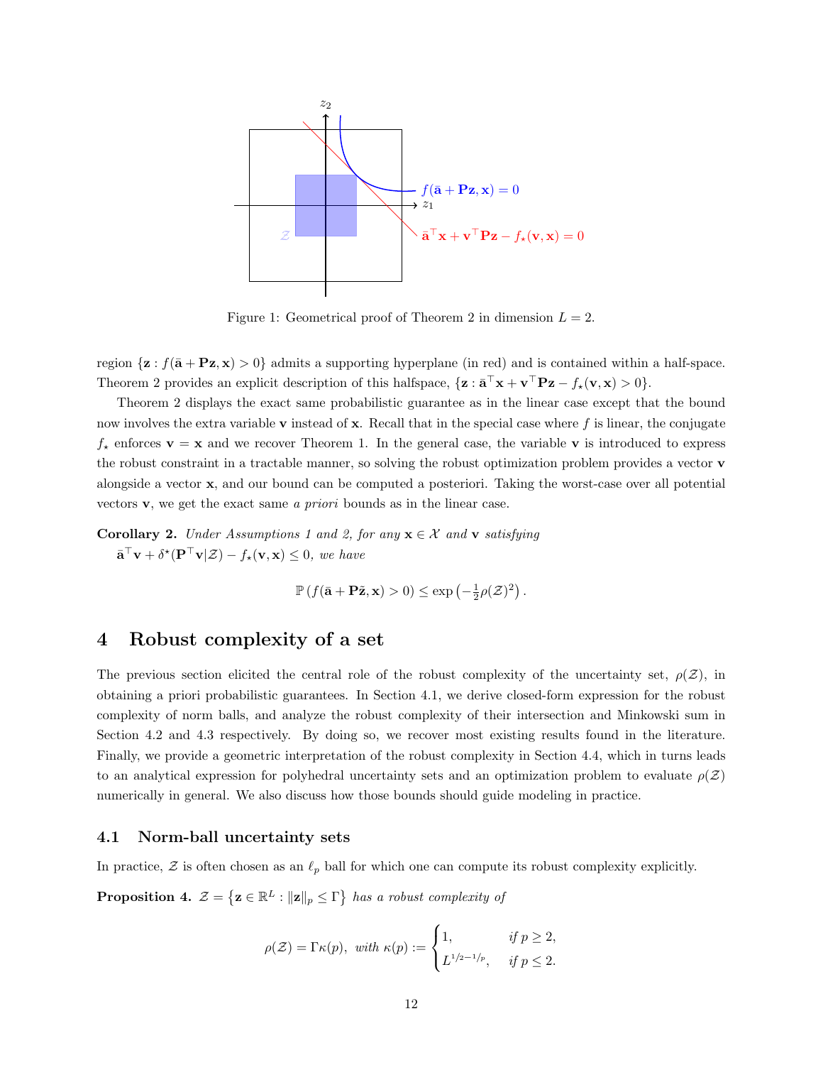Figure 1: Geometrical proof of Theorem 2 in dimension $L = 2$.

region $\{\mathbf{z} : f(\bar{\mathbf{a}} + \mathbf{P}\mathbf{z}, \mathbf{x}) > 0\}$ admits a supporting hyperplane (in red) and is contained within a half-space. Theorem 2 provides an explicit description of this halfspace, $\{\mathbf{z} : \bar{\mathbf{a}}^\top \mathbf{x} + \mathbf{v}^\top \mathbf{P}\mathbf{z} - f_\star(\mathbf{v}, \mathbf{x}) > 0\}$.

Theorem 2 displays the exact same probabilistic guarantee as in the linear case except that the bound now involves the extra variable $\mathbf{v}$ instead of $\mathbf{x}$. Recall that in the special case where $f$ is linear, the conjugate $f_\star$ enforces $\mathbf{v} = \mathbf{x}$ and we recover Theorem 1. In the general case, the variable $\mathbf{v}$ is introduced to express the robust constraint in a tractable manner, so solving the robust optimization problem provides a vector $\mathbf{v}$ alongside a vector $\mathbf{x}$, and our bound can be computed a posteriori. Taking the worst-case over all potential vectors $\mathbf{v}$, we get the exact same *a priori* bounds as in the linear case.

**Corollary 2.** *Under Assumptions 1 and 2, for any* $\mathbf{x} \in \mathcal{X}$ *and* $\mathbf{v}$ *satisfying* $\bar{\mathbf{a}}^\top \mathbf{v} + \delta^\star(\mathbf{P}^\top \mathbf{v} | \mathcal{Z}) - f_\star(\mathbf{v}, \mathbf{x}) \leq 0$, *we have*

$$\mathbb{P}\left(f(\bar{\mathbf{a}} + \mathbf{P}\tilde{\mathbf{z}}, \mathbf{x}) > 0\right) \leq \exp\left(-\tfrac{1}{2}\rho(\mathcal{Z})^2\right).$$

# 4 Robust complexity of a set

The previous section elicited the central role of the robust complexity of the uncertainty set, $\rho(\mathcal{Z})$, in obtaining a priori probabilistic guarantees. In Section 4.1, we derive closed-form expression for the robust complexity of norm balls, and analyze the robust complexity of their intersection and Minkowski sum in Section 4.2 and 4.3 respectively. By doing so, we recover most existing results found in the literature. Finally, we provide a geometric interpretation of the robust complexity in Section 4.4, which in turns leads to an analytical expression for polyhedral uncertainty sets and an optimization problem to evaluate $\rho(\mathcal{Z})$ numerically in general. We also discuss how those bounds should guide modeling in practice.

## 4.1 Norm-ball uncertainty sets

In practice, $\mathcal{Z}$ is often chosen as an $\ell_p$ ball for which one can compute its robust complexity explicitly.

**Proposition 4.** $\mathcal{Z} = \left\{\mathbf{z} \in \mathbb{R}^L : \|\mathbf{z}\|_p \leq \Gamma\right\}$ *has a robust complexity of*

$$\rho(\mathcal{Z}) = \Gamma\kappa(p), \text{ with } \kappa(p) := \begin{cases} 1, & \text{if } p \geq 2, \\ L^{1/2 - 1/p}, & \text{if } p \leq 2. \end{cases}$$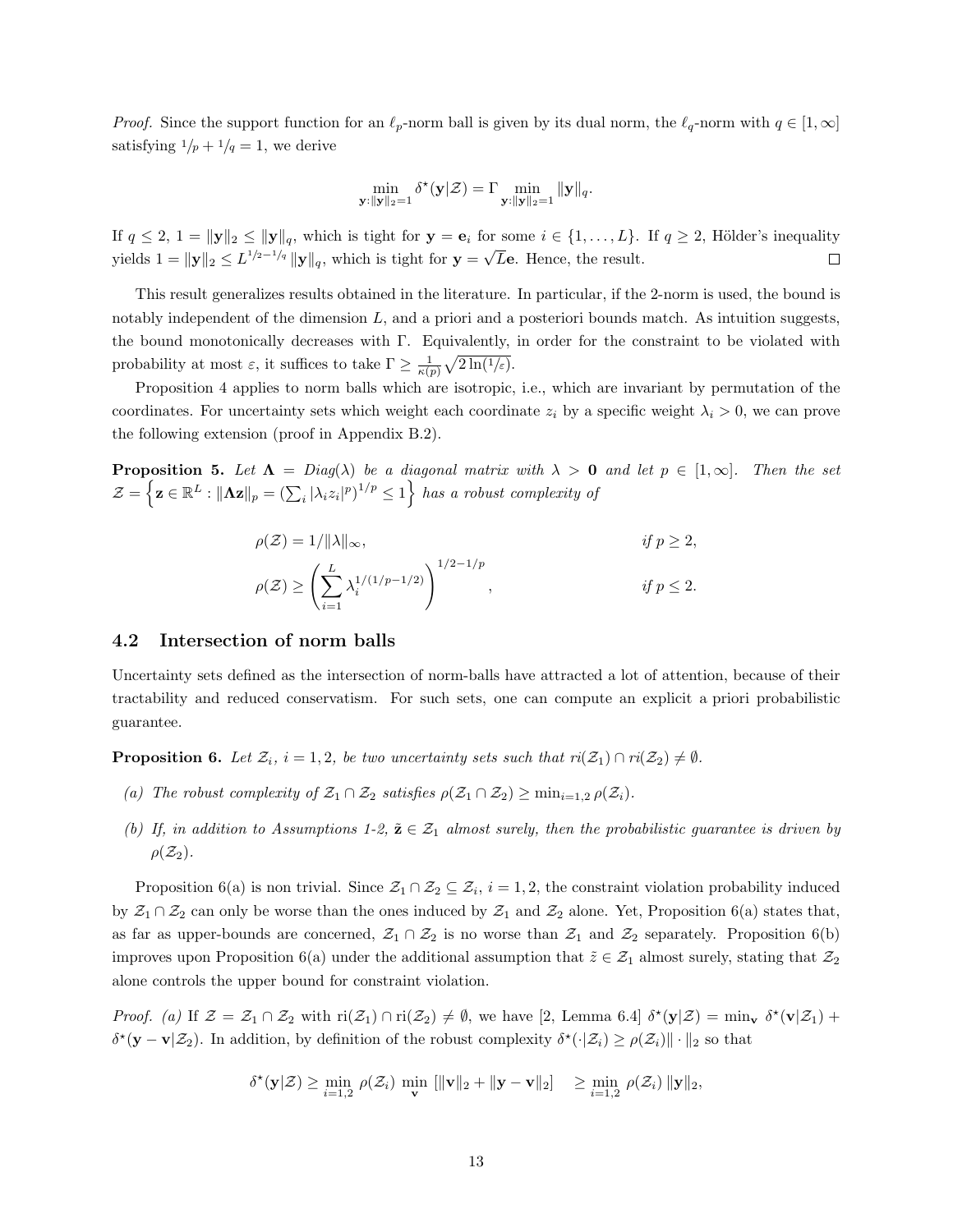*Proof.* Since the support function for an $\ell_p$-norm ball is given by its dual norm, the $\ell_q$-norm with $q \in [1, \infty]$ satisfying $1/p + 1/q = 1$, we derive

$$\min_{\mathbf{y}:\|\mathbf{y}\|_2=1} \delta^\star(\mathbf{y}|\mathcal{Z}) = \Gamma \min_{\mathbf{y}:\|\mathbf{y}\|_2=1} \|\mathbf{y}\|_q.$$

If $q \leq 2$, $1 = \|\mathbf{y}\|_2 \leq \|\mathbf{y}\|_q$, which is tight for $\mathbf{y} = \mathbf{e}_i$ for some $i \in \{1, \ldots, L\}$. If $q \geq 2$, Hölder's inequality yields $1 = \|\mathbf{y}\|_2 \leq L^{1/2 - 1/q} \|\mathbf{y}\|_q$, which is tight for $\mathbf{y} = \sqrt{L}\mathbf{e}$. Hence, the result. □

This result generalizes results obtained in the literature. In particular, if the 2-norm is used, the bound is notably independent of the dimension $L$, and a priori and a posteriori bounds match. As intuition suggests, the bound monotonically decreases with $\Gamma$. Equivalently, in order for the constraint to be violated with probability at most $\varepsilon$, it suffices to take $\Gamma \geq \frac{1}{\kappa(p)}\sqrt{2\ln(1/\varepsilon)}$.

Proposition 4 applies to norm balls which are isotropic, i.e., which are invariant by permutation of the coordinates. For uncertainty sets which weight each coordinate $z_i$ by a specific weight $\lambda_i > 0$, we can prove the following extension (proof in Appendix B.2).

**Proposition 5.** *Let $\mathbf{\Lambda} = Diag(\lambda)$ be a diagonal matrix with $\lambda > \mathbf{0}$ and let $p \in [1, \infty]$. Then the set $\mathcal{Z} = \left\{\mathbf{z} \in \mathbb{R}^L : \|\mathbf{\Lambda z}\|_p = \left(\sum_i |\lambda_i z_i|^p\right)^{1/p} \leq 1\right\}$ has a robust complexity of*

$$\rho(\mathcal{Z}) = 1/\|\lambda\|_\infty, \qquad \text{if } p \geq 2,$$

$$\rho(\mathcal{Z}) \geq \left(\sum_{i=1}^{L} \lambda_i^{1/(1/p - 1/2)}\right)^{1/2 - 1/p}, \qquad \text{if } p \leq 2.$$

## 4.2 Intersection of norm balls

Uncertainty sets defined as the intersection of norm-balls have attracted a lot of attention, because of their tractability and reduced conservatism. For such sets, one can compute an explicit a priori probabilistic guarantee.

**Proposition 6.** *Let $\mathcal{Z}_i$, $i = 1, 2$, be two uncertainty sets such that $ri(\mathcal{Z}_1) \cap ri(\mathcal{Z}_2) \neq \emptyset$.*

*(a) The robust complexity of $\mathcal{Z}_1 \cap \mathcal{Z}_2$ satisfies $\rho(\mathcal{Z}_1 \cap \mathcal{Z}_2) \geq \min_{i=1,2} \rho(\mathcal{Z}_i)$.*

*(b) If, in addition to Assumptions 1-2, $\tilde{\mathbf{z}} \in \mathcal{Z}_1$ almost surely, then the probabilistic guarantee is driven by $\rho(\mathcal{Z}_2)$.*

Proposition 6(a) is non trivial. Since $\mathcal{Z}_1 \cap \mathcal{Z}_2 \subseteq \mathcal{Z}_i$, $i = 1, 2$, the constraint violation probability induced by $\mathcal{Z}_1 \cap \mathcal{Z}_2$ can only be worse than the ones induced by $\mathcal{Z}_1$ and $\mathcal{Z}_2$ alone. Yet, Proposition 6(a) states that, as far as upper-bounds are concerned, $\mathcal{Z}_1 \cap \mathcal{Z}_2$ is no worse than $\mathcal{Z}_1$ and $\mathcal{Z}_2$ separately. Proposition 6(b) improves upon Proposition 6(a) under the additional assumption that $\tilde{z} \in \mathcal{Z}_1$ almost surely, stating that $\mathcal{Z}_2$ alone controls the upper bound for constraint violation.

*Proof.* *(a)* If $\mathcal{Z} = \mathcal{Z}_1 \cap \mathcal{Z}_2$ with $\mathrm{ri}(\mathcal{Z}_1) \cap \mathrm{ri}(\mathcal{Z}_2) \neq \emptyset$, we have [2, Lemma 6.4] $\delta^\star(\mathbf{y}|\mathcal{Z}) = \min_{\mathbf{v}} \delta^\star(\mathbf{v}|\mathcal{Z}_1) + \delta^\star(\mathbf{y} - \mathbf{v}|\mathcal{Z}_2)$. In addition, by definition of the robust complexity $\delta^\star(\cdot|\mathcal{Z}_i) \geq \rho(\mathcal{Z}_i)\| \cdot \|_2$ so that

$$\delta^\star(\mathbf{y}|\mathcal{Z}) \geq \min_{i=1,2} \rho(\mathcal{Z}_i) \min_{\mathbf{v}} \left[\|\mathbf{v}\|_2 + \|\mathbf{y} - \mathbf{v}\|_2\right] \quad \geq \min_{i=1,2} \rho(\mathcal{Z}_i) \|\mathbf{y}\|_2,$$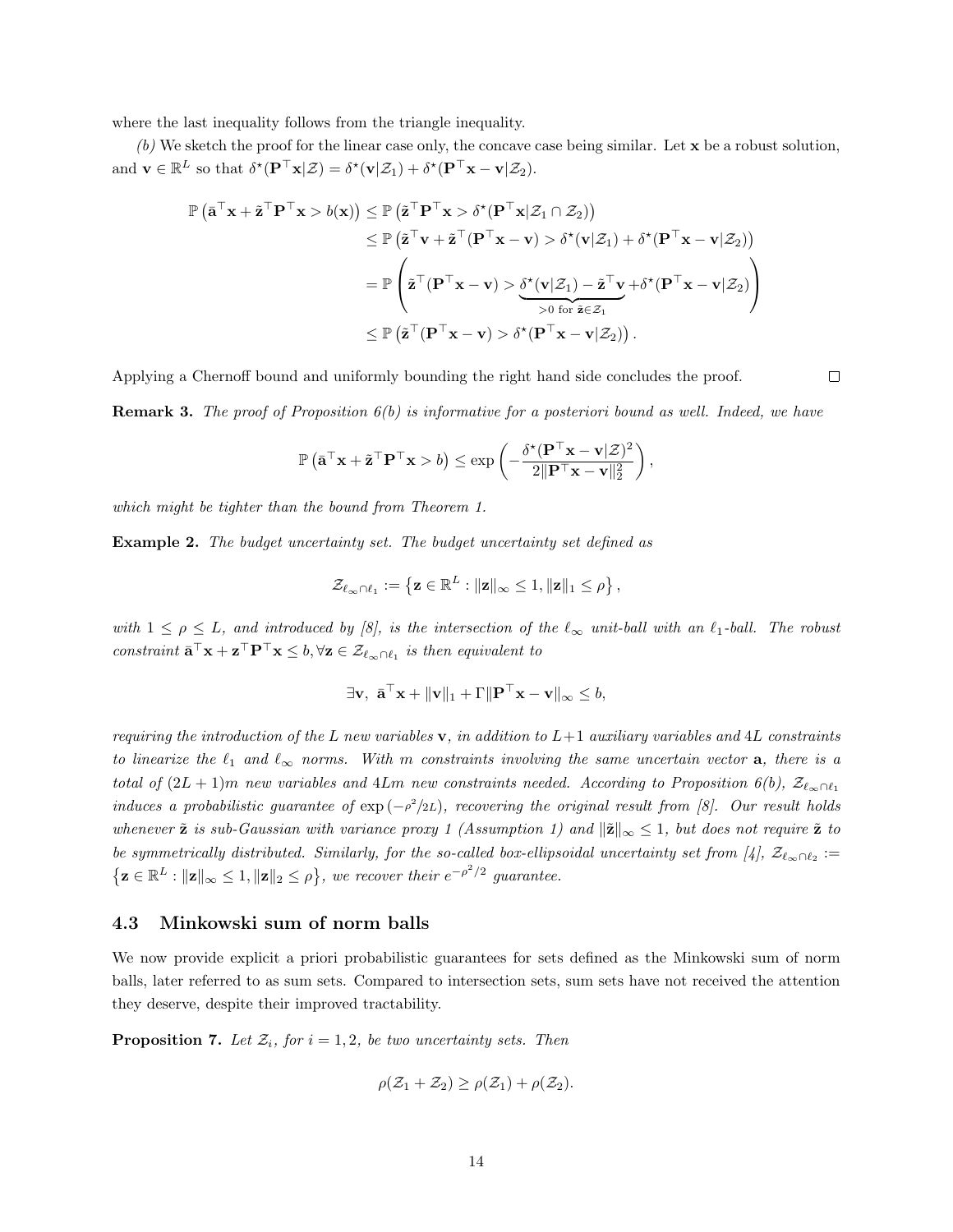where the last inequality follows from the triangle inequality.

*(b)* We sketch the proof for the linear case only, the concave case being similar. Let $\mathbf{x}$ be a robust solution, and $\mathbf{v} \in \mathbb{R}^L$ so that $\delta^\star(\mathbf{P}^\top \mathbf{x}|\mathcal{Z}) = \delta^\star(\mathbf{v}|\mathcal{Z}_1) + \delta^\star(\mathbf{P}^\top \mathbf{x} - \mathbf{v}|\mathcal{Z}_2)$.

$$
\begin{aligned}
\mathbb{P}\left(\bar{\mathbf{a}}^\top \mathbf{x} + \tilde{\mathbf{z}}^\top \mathbf{P}^\top \mathbf{x} > b(\mathbf{x})\right) &\leq \mathbb{P}\left(\tilde{\mathbf{z}}^\top \mathbf{P}^\top \mathbf{x} > \delta^\star(\mathbf{P}^\top \mathbf{x}|\mathcal{Z}_1 \cap \mathcal{Z}_2)\right) \\
&\leq \mathbb{P}\left(\tilde{\mathbf{z}}^\top \mathbf{v} + \tilde{\mathbf{z}}^\top (\mathbf{P}^\top \mathbf{x} - \mathbf{v}) > \delta^\star(\mathbf{v}|\mathcal{Z}_1) + \delta^\star(\mathbf{P}^\top \mathbf{x} - \mathbf{v}|\mathcal{Z}_2)\right) \\
&= \mathbb{P}\left(\tilde{\mathbf{z}}^\top (\mathbf{P}^\top \mathbf{x} - \mathbf{v}) > \underbrace{\delta^\star(\mathbf{v}|\mathcal{Z}_1) - \tilde{\mathbf{z}}^\top \mathbf{v}}_{>0 \text{ for } \tilde{\mathbf{z}} \in \mathcal{Z}_1} + \delta^\star(\mathbf{P}^\top \mathbf{x} - \mathbf{v}|\mathcal{Z}_2)\right) \\
&\leq \mathbb{P}\left(\tilde{\mathbf{z}}^\top (\mathbf{P}^\top \mathbf{x} - \mathbf{v}) > \delta^\star(\mathbf{P}^\top \mathbf{x} - \mathbf{v}|\mathcal{Z}_2)\right).
\end{aligned}
$$

Applying a Chernoff bound and uniformly bounding the right hand side concludes the proof. $\square$

**Remark 3.** *The proof of Proposition 6(b) is informative for a posteriori bound as well. Indeed, we have*

$$
\mathbb{P}\left(\bar{\mathbf{a}}^\top \mathbf{x} + \tilde{\mathbf{z}}^\top \mathbf{P}^\top \mathbf{x} > b\right) \leq \exp\left(-\frac{\delta^\star(\mathbf{P}^\top \mathbf{x} - \mathbf{v}|\mathcal{Z})^2}{2\|\mathbf{P}^\top \mathbf{x} - \mathbf{v}\|_2^2}\right),
$$

*which might be tighter than the bound from Theorem 1.*

**Example 2.** *The budget uncertainty set. The budget uncertainty set defined as*

$$
\mathcal{Z}_{\ell_\infty \cap \ell_1} := \left\{\mathbf{z} \in \mathbb{R}^L : \|\mathbf{z}\|_\infty \leq 1, \|\mathbf{z}\|_1 \leq \rho\right\},
$$

*with $1 \leq \rho \leq L$, and introduced by [8], is the intersection of the $\ell_\infty$ unit-ball with an $\ell_1$-ball. The robust constraint $\bar{\mathbf{a}}^\top \mathbf{x} + \mathbf{z}^\top \mathbf{P}^\top \mathbf{x} \leq b, \forall \mathbf{z} \in \mathcal{Z}_{\ell_\infty \cap \ell_1}$ is then equivalent to*

$$
\exists \mathbf{v}, \ \bar{\mathbf{a}}^\top \mathbf{x} + \|\mathbf{v}\|_1 + \Gamma \|\mathbf{P}^\top \mathbf{x} - \mathbf{v}\|_\infty \leq b,
$$

*requiring the introduction of the $L$ new variables $\mathbf{v}$, in addition to $L+1$ auxiliary variables and $4L$ constraints to linearize the $\ell_1$ and $\ell_\infty$ norms. With $m$ constraints involving the same uncertain vector $\mathbf{a}$, there is a total of $(2L+1)m$ new variables and $4Lm$ new constraints needed. According to Proposition 6(b), $\mathcal{Z}_{\ell_\infty \cap \ell_1}$ induces a probabilistic guarantee of $\exp(-\rho^2/2L)$, recovering the original result from [8]. Our result holds whenever $\tilde{\mathbf{z}}$ is sub-Gaussian with variance proxy 1 (Assumption 1) and $\|\tilde{\mathbf{z}}\|_\infty \leq 1$, but does not require $\tilde{\mathbf{z}}$ to be symmetrically distributed. Similarly, for the so-called box-ellipsoidal uncertainty set from [4], $\mathcal{Z}_{\ell_\infty \cap \ell_2} := \left\{\mathbf{z} \in \mathbb{R}^L : \|\mathbf{z}\|_\infty \leq 1, \|\mathbf{z}\|_2 \leq \rho\right\}$, we recover their $e^{-\rho^2/2}$ guarantee.*

### 4.3 Minkowski sum of norm balls

We now provide explicit a priori probabilistic guarantees for sets defined as the Minkowski sum of norm balls, later referred to as sum sets. Compared to intersection sets, sum sets have not received the attention they deserve, despite their improved tractability.

**Proposition 7.** *Let $\mathcal{Z}_i$, for $i = 1, 2$, be two uncertainty sets. Then*

$$
\rho(\mathcal{Z}_1 + \mathcal{Z}_2) \geq \rho(\mathcal{Z}_1) + \rho(\mathcal{Z}_2).
$$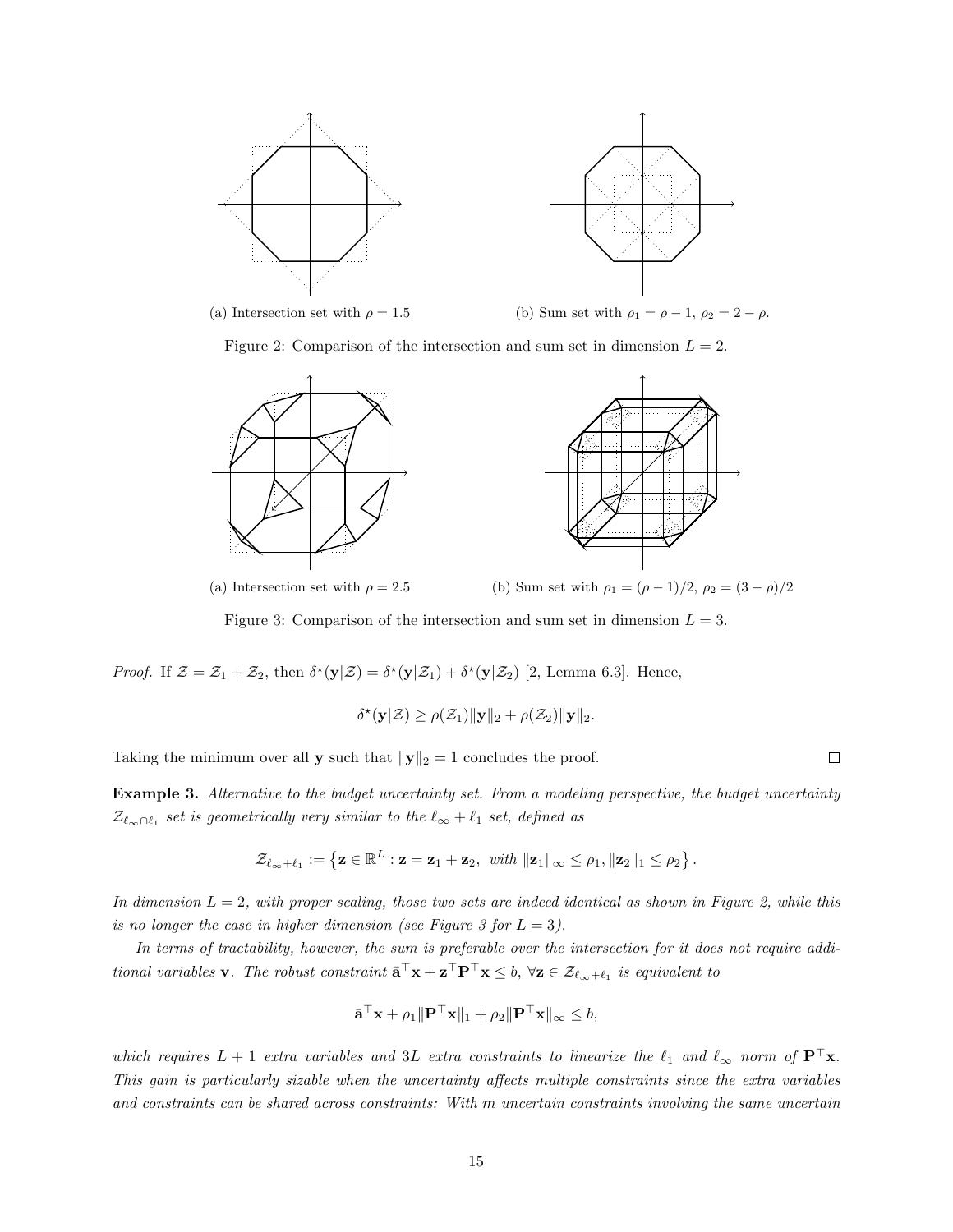(a) Intersection set with $\rho = 1.5$

(b) Sum set with $\rho_1 = \rho - 1$, $\rho_2 = 2 - \rho$.

Figure 2: Comparison of the intersection and sum set in dimension $L = 2$.

(a) Intersection set with $\rho = 2.5$

(b) Sum set with $\rho_1 = (\rho - 1)/2$, $\rho_2 = (3 - \rho)/2$

Figure 3: Comparison of the intersection and sum set in dimension $L = 3$.

*Proof.* If $\mathcal{Z} = \mathcal{Z}_1 + \mathcal{Z}_2$, then $\delta^\star(\mathbf{y}|\mathcal{Z}) = \delta^\star(\mathbf{y}|\mathcal{Z}_1) + \delta^\star(\mathbf{y}|\mathcal{Z}_2)$ [2, Lemma 6.3]. Hence,

$$\delta^\star(\mathbf{y}|\mathcal{Z}) \geq \rho(\mathcal{Z}_1)\|\mathbf{y}\|_2 + \rho(\mathcal{Z}_2)\|\mathbf{y}\|_2.$$

Taking the minimum over all $\mathbf{y}$ such that $\|\mathbf{y}\|_2 = 1$ concludes the proof. □

**Example 3.** *Alternative to the budget uncertainty set. From a modeling perspective, the budget uncertainty $\mathcal{Z}_{\ell_\infty \cap \ell_1}$ set is geometrically very similar to the $\ell_\infty + \ell_1$ set, defined as*

$$\mathcal{Z}_{\ell_\infty + \ell_1} := \left\{ \mathbf{z} \in \mathbb{R}^L : \mathbf{z} = \mathbf{z}_1 + \mathbf{z}_2, \text{ with } \|\mathbf{z}_1\|_\infty \leq \rho_1, \|\mathbf{z}_2\|_1 \leq \rho_2 \right\}.$$

*In dimension $L = 2$, with proper scaling, those two sets are indeed identical as shown in Figure 2, while this is no longer the case in higher dimension (see Figure 3 for $L = 3$).*

*In terms of tractability, however, the sum is preferable over the intersection for it does not require additional variables $\mathbf{v}$. The robust constraint $\bar{\mathbf{a}}^\top \mathbf{x} + \mathbf{z}^\top \mathbf{P}^\top \mathbf{x} \leq b$, $\forall \mathbf{z} \in \mathcal{Z}_{\ell_\infty + \ell_1}$ is equivalent to*

$$\bar{\mathbf{a}}^\top \mathbf{x} + \rho_1 \|\mathbf{P}^\top \mathbf{x}\|_1 + \rho_2 \|\mathbf{P}^\top \mathbf{x}\|_\infty \leq b,$$

*which requires $L + 1$ extra variables and $3L$ extra constraints to linearize the $\ell_1$ and $\ell_\infty$ norm of $\mathbf{P}^\top \mathbf{x}$. This gain is particularly sizable when the uncertainty affects multiple constraints since the extra variables and constraints can be shared across constraints: With $m$ uncertain constraints involving the same uncertain*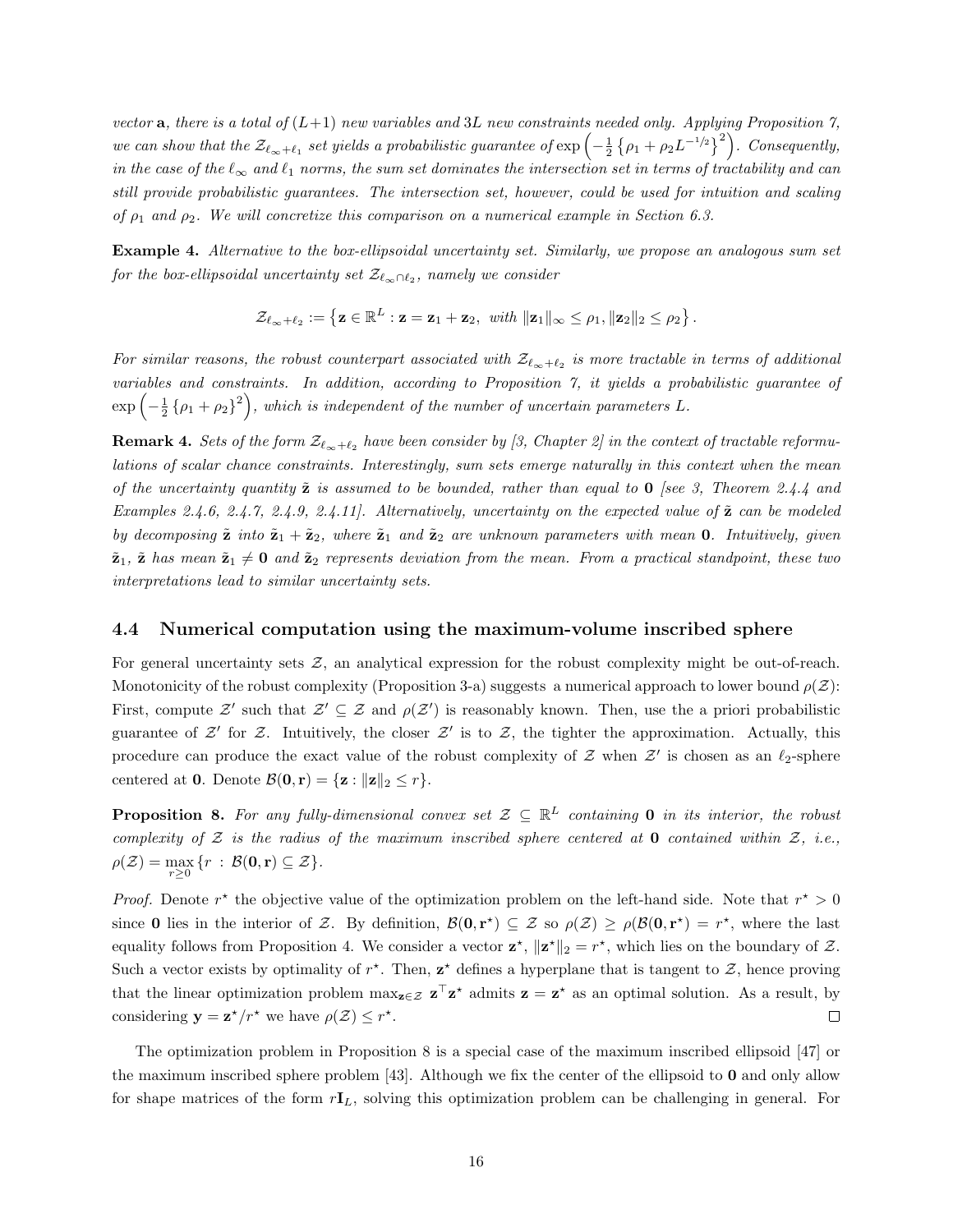*vector* $\mathbf{a}$*, there is a total of* $(L+1)$ *new variables and* $3L$ *new constraints needed only. Applying Proposition 7, we can show that the* $\mathcal{Z}_{\ell_\infty+\ell_1}$ *set yields a probabilistic guarantee of* $\exp\left(-\frac{1}{2}\left\{\rho_1+\rho_2 L^{-1/2}\right\}^2\right)$*. Consequently, in the case of the* $\ell_\infty$ *and* $\ell_1$ *norms, the sum set dominates the intersection set in terms of tractability and can still provide probabilistic guarantees. The intersection set, however, could be used for intuition and scaling of* $\rho_1$ *and* $\rho_2$*. We will concretize this comparison on a numerical example in Section 6.3.*

**Example 4.** *Alternative to the box-ellipsoidal uncertainty set. Similarly, we propose an analogous sum set for the box-ellipsoidal uncertainty set* $\mathcal{Z}_{\ell_\infty\cap\ell_2}$*, namely we consider*

$$\mathcal{Z}_{\ell_\infty+\ell_2} := \left\{\mathbf{z}\in\mathbb{R}^L : \mathbf{z}=\mathbf{z}_1+\mathbf{z}_2,\ \text{with } \|\mathbf{z}_1\|_\infty\leq\rho_1, \|\mathbf{z}_2\|_2\leq\rho_2\right\}.$$

*For similar reasons, the robust counterpart associated with* $\mathcal{Z}_{\ell_\infty+\ell_2}$ *is more tractable in terms of additional variables and constraints. In addition, according to Proposition 7, it yields a probabilistic guarantee of* $\exp\left(-\frac{1}{2}\left\{\rho_1+\rho_2\right\}^2\right)$*, which is independent of the number of uncertain parameters* $L$*.*

**Remark 4.** *Sets of the form* $\mathcal{Z}_{\ell_\infty+\ell_2}$ *have been consider by [3, Chapter 2] in the context of tractable reformulations of scalar chance constraints. Interestingly, sum sets emerge naturally in this context when the mean of the uncertainty quantity* $\tilde{\mathbf{z}}$ *is assumed to be bounded, rather than equal to* $\mathbf{0}$ *[see 3, Theorem 2.4.4 and Examples 2.4.6, 2.4.7, 2.4.9, 2.4.11]. Alternatively, uncertainty on the expected value of* $\tilde{\mathbf{z}}$ *can be modeled by decomposing* $\tilde{\mathbf{z}}$ *into* $\tilde{\mathbf{z}}_1+\tilde{\mathbf{z}}_2$*, where* $\tilde{\mathbf{z}}_1$ *and* $\tilde{\mathbf{z}}_2$ *are unknown parameters with mean* $\mathbf{0}$*. Intuitively, given* $\tilde{\mathbf{z}}_1$*,* $\tilde{\mathbf{z}}$ *has mean* $\tilde{\mathbf{z}}_1\neq\mathbf{0}$ *and* $\tilde{\mathbf{z}}_2$ *represents deviation from the mean. From a practical standpoint, these two interpretations lead to similar uncertainty sets.*

### 4.4 Numerical computation using the maximum-volume inscribed sphere

For general uncertainty sets $\mathcal{Z}$, an analytical expression for the robust complexity might be out-of-reach. Monotonicity of the robust complexity (Proposition 3-a) suggests a numerical approach to lower bound $\rho(\mathcal{Z})$: First, compute $\mathcal{Z}'$ such that $\mathcal{Z}'\subseteq\mathcal{Z}$ and $\rho(\mathcal{Z}')$ is reasonably known. Then, use the a priori probabilistic guarantee of $\mathcal{Z}'$ for $\mathcal{Z}$. Intuitively, the closer $\mathcal{Z}'$ is to $\mathcal{Z}$, the tighter the approximation. Actually, this procedure can produce the exact value of the robust complexity of $\mathcal{Z}$ when $\mathcal{Z}'$ is chosen as an $\ell_2$-sphere centered at $\mathbf{0}$. Denote $\mathcal{B}(\mathbf{0},\mathbf{r})=\{\mathbf{z}:\|\mathbf{z}\|_2\leq r\}$.

**Proposition 8.** *For any fully-dimensional convex set* $\mathcal{Z}\subseteq\mathbb{R}^L$ *containing* $\mathbf{0}$ *in its interior, the robust complexity of* $\mathcal{Z}$ *is the radius of the maximum inscribed sphere centered at* $\mathbf{0}$ *contained within* $\mathcal{Z}$*, i.e.,* $\rho(\mathcal{Z})=\max\limits_{r\geq 0}\{r\ :\ \mathcal{B}(\mathbf{0},\mathbf{r})\subseteq\mathcal{Z}\}$*.*

*Proof.* Denote $r^\star$ the objective value of the optimization problem on the left-hand side. Note that $r^\star>0$ since $\mathbf{0}$ lies in the interior of $\mathcal{Z}$. By definition, $\mathcal{B}(\mathbf{0},\mathbf{r}^\star)\subseteq\mathcal{Z}$ so $\rho(\mathcal{Z})\geq\rho(\mathcal{B}(\mathbf{0},\mathbf{r}^\star)=r^\star$, where the last equality follows from Proposition 4. We consider a vector $\mathbf{z}^\star$, $\|\mathbf{z}^\star\|_2=r^\star$, which lies on the boundary of $\mathcal{Z}$. Such a vector exists by optimality of $r^\star$. Then, $\mathbf{z}^\star$ defines a hyperplane that is tangent to $\mathcal{Z}$, hence proving that the linear optimization problem $\max_{\mathbf{z}\in\mathcal{Z}}\ \mathbf{z}^\top\mathbf{z}^\star$ admits $\mathbf{z}=\mathbf{z}^\star$ as an optimal solution. As a result, by considering $\mathbf{y}=\mathbf{z}^\star/r^\star$ we have $\rho(\mathcal{Z})\leq r^\star$. $\square$

The optimization problem in Proposition 8 is a special case of the maximum inscribed ellipsoid [47] or the maximum inscribed sphere problem [43]. Although we fix the center of the ellipsoid to $\mathbf{0}$ and only allow for shape matrices of the form $r\mathbf{I}_L$, solving this optimization problem can be challenging in general. For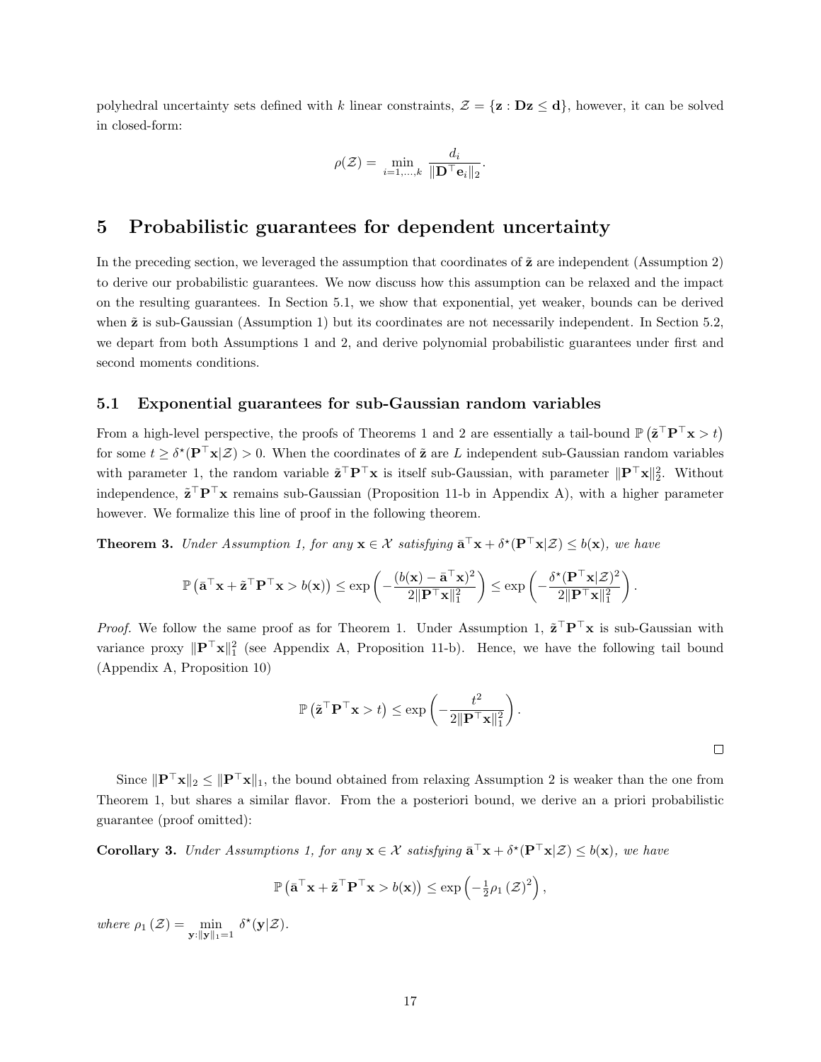polyhedral uncertainty sets defined with $k$ linear constraints, $\mathcal{Z} = \{\mathbf{z} : \mathbf{D}\mathbf{z} \leq \mathbf{d}\}$, however, it can be solved in closed-form:

$$\rho(\mathcal{Z}) = \min_{i=1,\dots,k} \frac{d_i}{\|\mathbf{D}^\top \mathbf{e}_i\|_2}.$$

# 5 Probabilistic guarantees for dependent uncertainty

In the preceding section, we leveraged the assumption that coordinates of $\tilde{\mathbf{z}}$ are independent (Assumption 2) to derive our probabilistic guarantees. We now discuss how this assumption can be relaxed and the impact on the resulting guarantees. In Section 5.1, we show that exponential, yet weaker, bounds can be derived when $\tilde{\mathbf{z}}$ is sub-Gaussian (Assumption 1) but its coordinates are not necessarily independent. In Section 5.2, we depart from both Assumptions 1 and 2, and derive polynomial probabilistic guarantees under first and second moments conditions.

## 5.1 Exponential guarantees for sub-Gaussian random variables

From a high-level perspective, the proofs of Theorems 1 and 2 are essentially a tail-bound $\mathbb{P}\left(\tilde{\mathbf{z}}^\top \mathbf{P}^\top \mathbf{x} > t\right)$ for some $t \geq \delta^\star(\mathbf{P}^\top \mathbf{x}|\mathcal{Z}) > 0$. When the coordinates of $\tilde{\mathbf{z}}$ are $L$ independent sub-Gaussian random variables with parameter 1, the random variable $\tilde{\mathbf{z}}^\top \mathbf{P}^\top \mathbf{x}$ is itself sub-Gaussian, with parameter $\|\mathbf{P}^\top \mathbf{x}\|_2^2$. Without independence, $\tilde{\mathbf{z}}^\top \mathbf{P}^\top \mathbf{x}$ remains sub-Gaussian (Proposition 11-b in Appendix A), with a higher parameter however. We formalize this line of proof in the following theorem.

**Theorem 3.** *Under Assumption 1, for any $\mathbf{x} \in \mathcal{X}$ satisfying $\bar{\mathbf{a}}^\top \mathbf{x} + \delta^\star(\mathbf{P}^\top \mathbf{x}|\mathcal{Z}) \leq b(\mathbf{x})$, we have*

$$\mathbb{P}\left(\bar{\mathbf{a}}^\top \mathbf{x} + \tilde{\mathbf{z}}^\top \mathbf{P}^\top \mathbf{x} > b(\mathbf{x})\right) \leq \exp\left(-\frac{(b(\mathbf{x}) - \bar{\mathbf{a}}^\top \mathbf{x})^2}{2\|\mathbf{P}^\top \mathbf{x}\|_1^2}\right) \leq \exp\left(-\frac{\delta^\star(\mathbf{P}^\top \mathbf{x}|\mathcal{Z})^2}{2\|\mathbf{P}^\top \mathbf{x}\|_1^2}\right).$$

*Proof.* We follow the same proof as for Theorem 1. Under Assumption 1, $\tilde{\mathbf{z}}^\top \mathbf{P}^\top \mathbf{x}$ is sub-Gaussian with variance proxy $\|\mathbf{P}^\top \mathbf{x}\|_1^2$ (see Appendix A, Proposition 11-b). Hence, we have the following tail bound (Appendix A, Proposition 10)

$$\mathbb{P}\left(\tilde{\mathbf{z}}^\top \mathbf{P}^\top \mathbf{x} > t\right) \leq \exp\left(-\frac{t^2}{2\|\mathbf{P}^\top \mathbf{x}\|_1^2}\right).$$

□

Since $\|\mathbf{P}^\top \mathbf{x}\|_2 \leq \|\mathbf{P}^\top \mathbf{x}\|_1$, the bound obtained from relaxing Assumption 2 is weaker than the one from Theorem 1, but shares a similar flavor. From the a posteriori bound, we derive an a priori probabilistic guarantee (proof omitted):

**Corollary 3.** *Under Assumptions 1, for any $\mathbf{x} \in \mathcal{X}$ satisfying $\bar{\mathbf{a}}^\top \mathbf{x} + \delta^\star(\mathbf{P}^\top \mathbf{x}|\mathcal{Z}) \leq b(\mathbf{x})$, we have*

$$\mathbb{P}\left(\bar{\mathbf{a}}^\top \mathbf{x} + \tilde{\mathbf{z}}^\top \mathbf{P}^\top \mathbf{x} > b(\mathbf{x})\right) \leq \exp\left(-\tfrac{1}{2}\rho_1\left(\mathcal{Z}\right)^2\right),$$

*where* $\rho_1\left(\mathcal{Z}\right) = \min_{\mathbf{y}:\|\mathbf{y}\|_1=1} \delta^\star(\mathbf{y}|\mathcal{Z})$.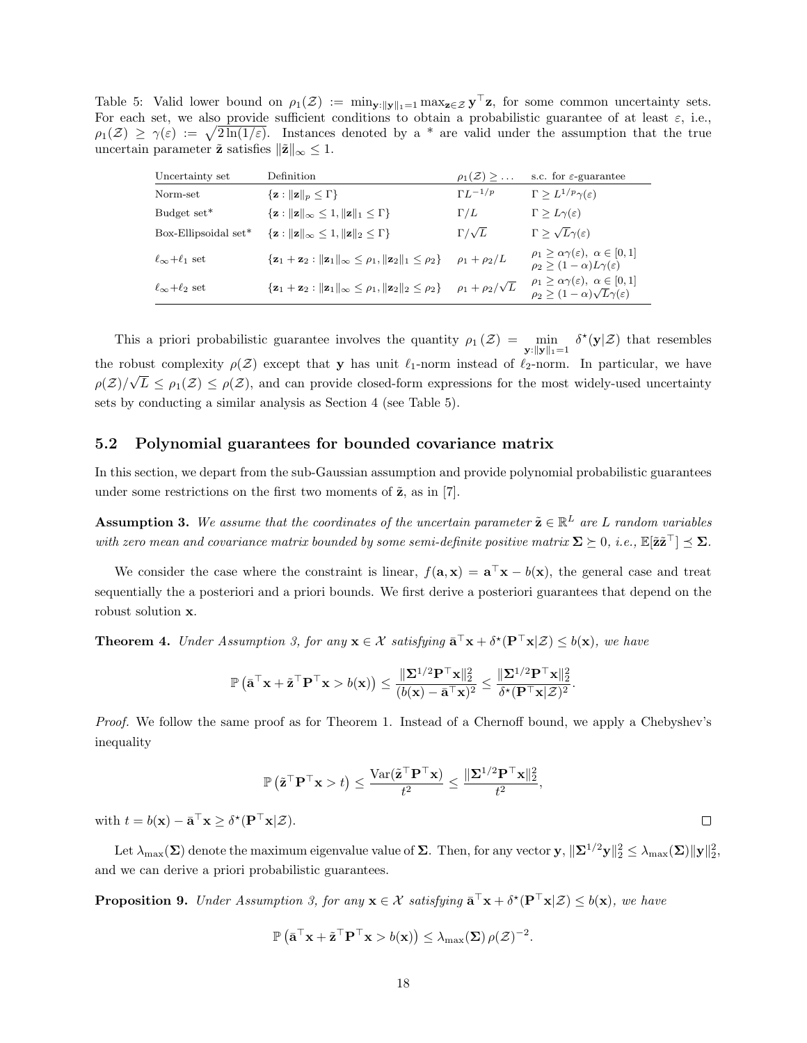Table 5: Valid lower bound on $\rho_1(\mathcal{Z}) := \min_{\mathbf{y}:\|\mathbf{y}\|_1=1} \max_{\mathbf{z}\in\mathcal{Z}} \mathbf{y}^\top \mathbf{z}$, for some common uncertainty sets. For each set, we also provide sufficient conditions to obtain a probabilistic guarantee of at least $\varepsilon$, i.e., $\rho_1(\mathcal{Z}) \geq \gamma(\varepsilon) := \sqrt{2\ln(1/\varepsilon)}$. Instances denoted by a * are valid under the assumption that the true uncertain parameter $\tilde{\mathbf{z}}$ satisfies $\|\tilde{\mathbf{z}}\|_\infty \leq 1$.

| Uncertainty set | Definition | $\rho_1(\mathcal{Z}) \geq \dots$ | s.c. for $\varepsilon$-guarantee |
|---|---|---|---|
| Norm-set | $\{\mathbf{z} : \|\mathbf{z}\|_p \leq \Gamma\}$ | $\Gamma L^{-1/p}$ | $\Gamma \geq L^{1/p}\gamma(\varepsilon)$ |
| Budget set* | $\{\mathbf{z} : \|\mathbf{z}\|_\infty \leq 1, \|\mathbf{z}\|_1 \leq \Gamma\}$ | $\Gamma/L$ | $\Gamma \geq L\gamma(\varepsilon)$ |
| Box-Ellipsoidal set* | $\{\mathbf{z} : \|\mathbf{z}\|_\infty \leq 1, \|\mathbf{z}\|_2 \leq \Gamma\}$ | $\Gamma/\sqrt{L}$ | $\Gamma \geq \sqrt{L}\gamma(\varepsilon)$ |
| $\ell_\infty$+$\ell_1$ set | $\{\mathbf{z}_1 + \mathbf{z}_2 : \|\mathbf{z}_1\|_\infty \leq \rho_1, \|\mathbf{z}_2\|_1 \leq \rho_2\}$ | $\rho_1 + \rho_2/L$ | $\rho_1 \geq \alpha\gamma(\varepsilon),\ \alpha \in [0,1]$ $\rho_2 \geq (1-\alpha)L\gamma(\varepsilon)$ |
| $\ell_\infty$+$\ell_2$ set | $\{\mathbf{z}_1 + \mathbf{z}_2 : \|\mathbf{z}_1\|_\infty \leq \rho_1, \|\mathbf{z}_2\|_2 \leq \rho_2\}$ | $\rho_1 + \rho_2/\sqrt{L}$ | $\rho_1 \geq \alpha\gamma(\varepsilon),\ \alpha \in [0,1]$ $\rho_2 \geq (1-\alpha)\sqrt{L}\gamma(\varepsilon)$ |

This a priori probabilistic guarantee involves the quantity $\rho_1(\mathcal{Z}) = \min_{\mathbf{y}:\|\mathbf{y}\|_1=1} \delta^\star(\mathbf{y}|\mathcal{Z})$ that resembles the robust complexity $\rho(\mathcal{Z})$ except that $\mathbf{y}$ has unit $\ell_1$-norm instead of $\ell_2$-norm. In particular, we have $\rho(\mathcal{Z})/\sqrt{L} \leq \rho_1(\mathcal{Z}) \leq \rho(\mathcal{Z})$, and can provide closed-form expressions for the most widely-used uncertainty sets by conducting a similar analysis as Section 4 (see Table 5).

## 5.2 Polynomial guarantees for bounded covariance matrix

In this section, we depart from the sub-Gaussian assumption and provide polynomial probabilistic guarantees under some restrictions on the first two moments of $\tilde{\mathbf{z}}$, as in [7].

**Assumption 3.** *We assume that the coordinates of the uncertain parameter $\tilde{\mathbf{z}} \in \mathbb{R}^L$ are $L$ random variables with zero mean and covariance matrix bounded by some semi-definite positive matrix $\mathbf{\Sigma} \succeq 0$, i.e., $\mathbb{E}[\tilde{\mathbf{z}}\tilde{\mathbf{z}}^\top] \preceq \mathbf{\Sigma}$.*

We consider the case where the constraint is linear, $f(\mathbf{a}, \mathbf{x}) = \mathbf{a}^\top \mathbf{x} - b(\mathbf{x})$, the general case and treat sequentially the a posteriori and a priori bounds. We first derive a posteriori guarantees that depend on the robust solution $\mathbf{x}$.

**Theorem 4.** *Under Assumption 3, for any $\mathbf{x} \in \mathcal{X}$ satisfying $\bar{\mathbf{a}}^\top \mathbf{x} + \delta^\star(\mathbf{P}^\top \mathbf{x}|\mathcal{Z}) \leq b(\mathbf{x})$, we have*

$$\mathbb{P}\left(\bar{\mathbf{a}}^\top \mathbf{x} + \tilde{\mathbf{z}}^\top \mathbf{P}^\top \mathbf{x} > b(\mathbf{x})\right) \leq \frac{\|\mathbf{\Sigma}^{1/2}\mathbf{P}^\top \mathbf{x}\|_2^2}{(b(\mathbf{x}) - \bar{\mathbf{a}}^\top \mathbf{x})^2} \leq \frac{\|\mathbf{\Sigma}^{1/2}\mathbf{P}^\top \mathbf{x}\|_2^2}{\delta^\star(\mathbf{P}^\top \mathbf{x}|\mathcal{Z})^2}.$$

*Proof.* We follow the same proof as for Theorem 1. Instead of a Chernoff bound, we apply a Chebyshev's inequality

$$\mathbb{P}\left(\tilde{\mathbf{z}}^\top \mathbf{P}^\top \mathbf{x} > t\right) \leq \frac{\mathrm{Var}(\tilde{\mathbf{z}}^\top \mathbf{P}^\top \mathbf{x})}{t^2} \leq \frac{\|\mathbf{\Sigma}^{1/2}\mathbf{P}^\top \mathbf{x}\|_2^2}{t^2},$$

with $t = b(\mathbf{x}) - \bar{\mathbf{a}}^\top \mathbf{x} \geq \delta^\star(\mathbf{P}^\top \mathbf{x}|\mathcal{Z})$. $\square$

Let $\lambda_{\max}(\mathbf{\Sigma})$ denote the maximum eigenvalue value of $\mathbf{\Sigma}$. Then, for any vector $\mathbf{y}$, $\|\mathbf{\Sigma}^{1/2}\mathbf{y}\|_2^2 \leq \lambda_{\max}(\mathbf{\Sigma})\|\mathbf{y}\|_2^2$, and we can derive a priori probabilistic guarantees.

**Proposition 9.** *Under Assumption 3, for any $\mathbf{x} \in \mathcal{X}$ satisfying $\bar{\mathbf{a}}^\top \mathbf{x} + \delta^\star(\mathbf{P}^\top \mathbf{x}|\mathcal{Z}) \leq b(\mathbf{x})$, we have*

$$\mathbb{P}\left(\bar{\mathbf{a}}^\top \mathbf{x} + \tilde{\mathbf{z}}^\top \mathbf{P}^\top \mathbf{x} > b(\mathbf{x})\right) \leq \lambda_{\max}(\mathbf{\Sigma})\, \rho(\mathcal{Z})^{-2}.$$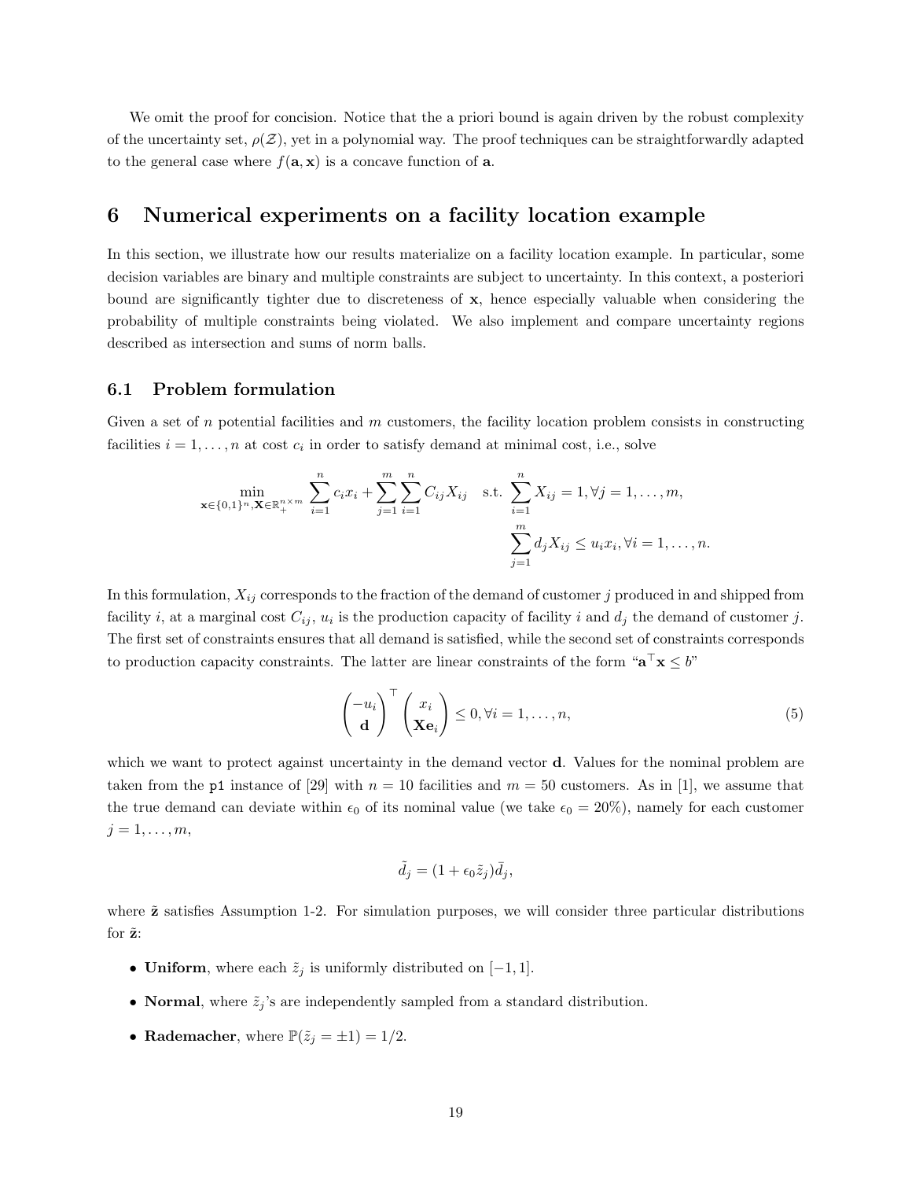We omit the proof for concision. Notice that the a priori bound is again driven by the robust complexity of the uncertainty set, $\rho(\mathcal{Z})$, yet in a polynomial way. The proof techniques can be straightforwardly adapted to the general case where $f(\mathbf{a}, \mathbf{x})$ is a concave function of $\mathbf{a}$.

# 6 Numerical experiments on a facility location example

In this section, we illustrate how our results materialize on a facility location example. In particular, some decision variables are binary and multiple constraints are subject to uncertainty. In this context, a posteriori bound are significantly tighter due to discreteness of $\mathbf{x}$, hence especially valuable when considering the probability of multiple constraints being violated. We also implement and compare uncertainty regions described as intersection and sums of norm balls.

## 6.1 Problem formulation

Given a set of $n$ potential facilities and $m$ customers, the facility location problem consists in constructing facilities $i = 1, \dots, n$ at cost $c_i$ in order to satisfy demand at minimal cost, i.e., solve

$$\min_{\mathbf{x} \in \{0,1\}^n, \mathbf{X} \in \mathbb{R}_+^{n \times m}} \sum_{i=1}^n c_i x_i + \sum_{j=1}^m \sum_{i=1}^n C_{ij} X_{ij} \quad \text{s.t.} \sum_{i=1}^n X_{ij} = 1, \forall j = 1, \dots, m,$$
$$\sum_{j=1}^m d_j X_{ij} \leq u_i x_i, \forall i = 1, \dots, n.$$

In this formulation, $X_{ij}$ corresponds to the fraction of the demand of customer $j$ produced in and shipped from facility $i$, at a marginal cost $C_{ij}$, $u_i$ is the production capacity of facility $i$ and $d_j$ the demand of customer $j$. The first set of constraints ensures that all demand is satisfied, while the second set of constraints corresponds to production capacity constraints. The latter are linear constraints of the form "$\mathbf{a}^\top \mathbf{x} \leq b$"

$$\begin{pmatrix} -u_i \\ \mathbf{d} \end{pmatrix}^\top \begin{pmatrix} x_i \\ \mathbf{X}\mathbf{e}_i \end{pmatrix} \leq 0, \forall i = 1, \dots, n, \tag{5}$$

which we want to protect against uncertainty in the demand vector $\mathbf{d}$. Values for the nominal problem are taken from the `p1` instance of [29] with $n = 10$ facilities and $m = 50$ customers. As in [1], we assume that the true demand can deviate within $\epsilon_0$ of its nominal value (we take $\epsilon_0 = 20\%$), namely for each customer $j = 1, \dots, m$,

$$\tilde{d}_j = (1 + \epsilon_0 \tilde{z}_j) \bar{d}_j,$$

where $\tilde{\mathbf{z}}$ satisfies Assumption 1-2. For simulation purposes, we will consider three particular distributions for $\tilde{\mathbf{z}}$:

- **Uniform**, where each $\tilde{z}_j$ is uniformly distributed on $[-1, 1]$.
- **Normal**, where $\tilde{z}_j$'s are independently sampled from a standard distribution.
- **Rademacher**, where $\mathbb{P}(\tilde{z}_j = \pm 1) = 1/2$.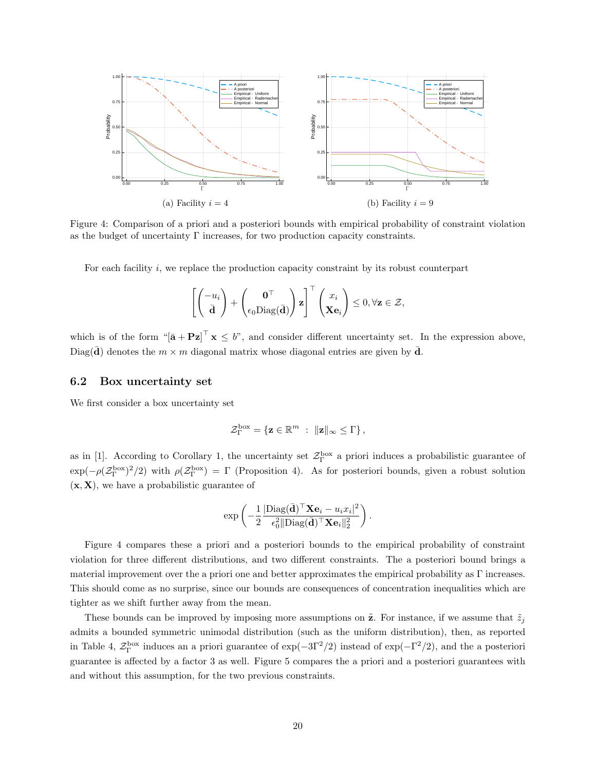(a) Facility $i = 4$

(b) Facility $i = 9$

Figure 4: Comparison of a priori and a posteriori bounds with empirical probability of constraint violation as the budget of uncertainty $\Gamma$ increases, for two production capacity constraints.

For each facility $i$, we replace the production capacity constraint by its robust counterpart

$$\left[ \begin{pmatrix} -u_i \\ \bar{\mathbf{d}} \end{pmatrix} + \begin{pmatrix} \mathbf{0}^\top \\ \epsilon_0 \text{Diag}(\bar{\mathbf{d}}) \end{pmatrix} \mathbf{z} \right]^\top \begin{pmatrix} x_i \\ \mathbf{X}\mathbf{e}_i \end{pmatrix} \leq 0, \forall \mathbf{z} \in \mathcal{Z},$$

which is of the form "$[\bar{\mathbf{a}} + \mathbf{P}\mathbf{z}]^\top \mathbf{x} \leq b$", and consider different uncertainty set. In the expression above, $\text{Diag}(\bar{\mathbf{d}})$ denotes the $m \times m$ diagonal matrix whose diagonal entries are given by $\bar{\mathbf{d}}$.

## 6.2 Box uncertainty set

We first consider a box uncertainty set

$$\mathcal{Z}_\Gamma^{\text{box}} = \{ \mathbf{z} \in \mathbb{R}^m \; : \; \|\mathbf{z}\|_\infty \leq \Gamma \},$$

as in [1]. According to Corollary 1, the uncertainty set $\mathcal{Z}_\Gamma^{\text{box}}$ a priori induces a probabilistic guarantee of $\exp(-\rho(\mathcal{Z}_\Gamma^{\text{box}})^2/2)$ with $\rho(\mathcal{Z}_\Gamma^{\text{box}}) = \Gamma$ (Proposition 4). As for posteriori bounds, given a robust solution $(\mathbf{x}, \mathbf{X})$, we have a probabilistic guarantee of

$$\exp\left( -\frac{1}{2} \frac{|\text{Diag}(\bar{\mathbf{d}})^\top \mathbf{X}\mathbf{e}_i - u_i x_i|^2}{\epsilon_0^2 \|\text{Diag}(\bar{\mathbf{d}})^\top \mathbf{X}\mathbf{e}_i\|_2^2} \right).$$

Figure 4 compares these a priori and a posteriori bounds to the empirical probability of constraint violation for three different distributions, and two different constraints. The a posteriori bound brings a material improvement over the a priori one and better approximates the empirical probability as $\Gamma$ increases. This should come as no surprise, since our bounds are consequences of concentration inequalities which are tighter as we shift further away from the mean.

These bounds can be improved by imposing more assumptions on $\tilde{\mathbf{z}}$. For instance, if we assume that $\tilde{z}_j$ admits a bounded symmetric unimodal distribution (such as the uniform distribution), then, as reported in Table 4, $\mathcal{Z}_\Gamma^{\text{box}}$ induces an a priori guarantee of $\exp(-3\Gamma^2/2)$ instead of $\exp(-\Gamma^2/2)$, and the a posteriori guarantee is affected by a factor 3 as well. Figure 5 compares the a priori and a posteriori guarantees with and without this assumption, for the two previous constraints.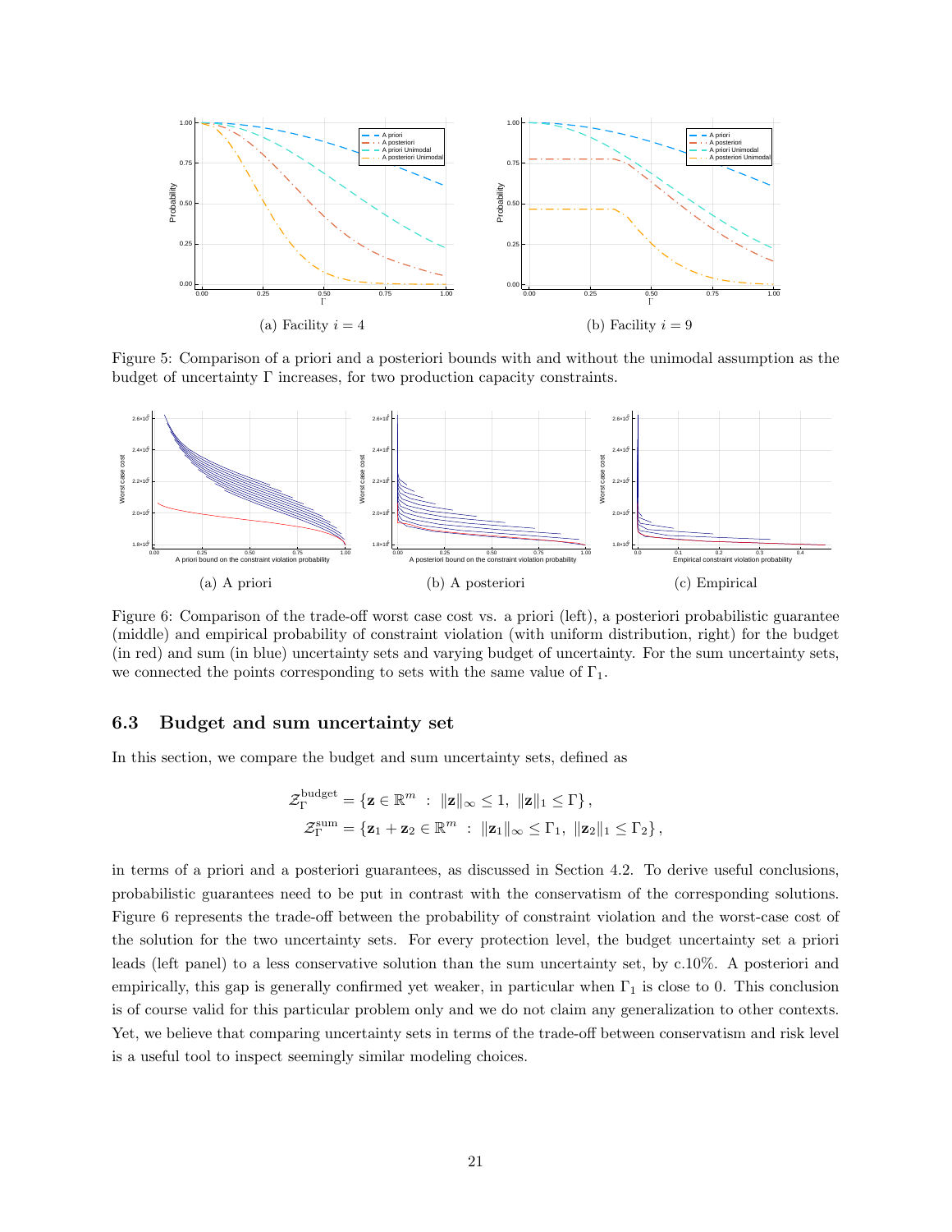(a) Facility $i = 4$

(b) Facility $i = 9$

Figure 5: Comparison of a priori and a posteriori bounds with and without the unimodal assumption as the budget of uncertainty $\Gamma$ increases, for two production capacity constraints.

(a) A priori

(b) A posteriori

(c) Empirical

Figure 6: Comparison of the trade-off worst case cost vs. a priori (left), a posteriori probabilistic guarantee (middle) and empirical probability of constraint violation (with uniform distribution, right) for the budget (in red) and sum (in blue) uncertainty sets and varying budget of uncertainty. For the sum uncertainty sets, we connected the points corresponding to sets with the same value of $\Gamma_1$.

### 6.3 Budget and sum uncertainty set

In this section, we compare the budget and sum uncertainty sets, defined as

$$\mathcal{Z}_\Gamma^{\text{budget}} = \{\mathbf{z} \in \mathbb{R}^m \; : \; \|\mathbf{z}\|_\infty \leq 1, \; \|\mathbf{z}\|_1 \leq \Gamma\},$$

$$\mathcal{Z}_\Gamma^{\text{sum}} = \{\mathbf{z}_1 + \mathbf{z}_2 \in \mathbb{R}^m \; : \; \|\mathbf{z}_1\|_\infty \leq \Gamma_1, \; \|\mathbf{z}_2\|_1 \leq \Gamma_2\},$$

in terms of a priori and a posteriori guarantees, as discussed in Section 4.2. To derive useful conclusions, probabilistic guarantees need to be put in contrast with the conservatism of the corresponding solutions. Figure 6 represents the trade-off between the probability of constraint violation and the worst-case cost of the solution for the two uncertainty sets. For every protection level, the budget uncertainty set a priori leads (left panel) to a less conservative solution than the sum uncertainty set, by c.10%. A posteriori and empirically, this gap is generally confirmed yet weaker, in particular when $\Gamma_1$ is close to 0. This conclusion is of course valid for this particular problem only and we do not claim any generalization to other contexts. Yet, we believe that comparing uncertainty sets in terms of the trade-off between conservatism and risk level is a useful tool to inspect seemingly similar modeling choices.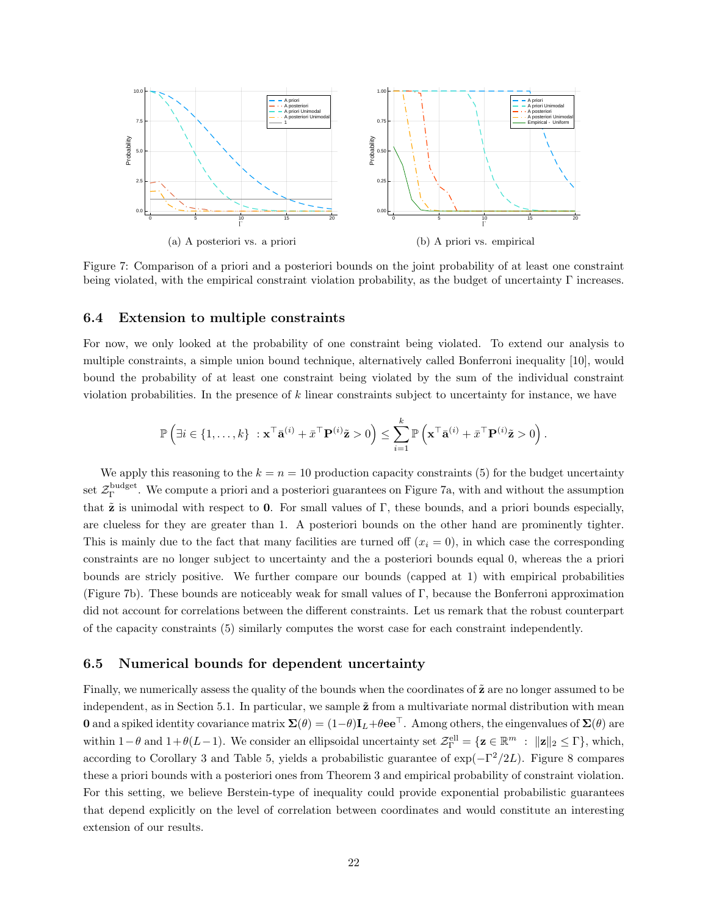(a) A posteriori vs. a priori

(b) A priori vs. empirical

Figure 7: Comparison of a priori and a posteriori bounds on the joint probability of at least one constraint being violated, with the empirical constraint violation probability, as the budget of uncertainty $\Gamma$ increases.

### 6.4 Extension to multiple constraints

For now, we only looked at the probability of one constraint being violated. To extend our analysis to multiple constraints, a simple union bound technique, alternatively called Bonferroni inequality [10], would bound the probability of at least one constraint being violated by the sum of the individual constraint violation probabilities. In the presence of $k$ linear constraints subject to uncertainty for instance, we have

$$\mathbb{P}\left(\exists i \in \{1, \dots, k\} \; : \mathbf{x}^\top \bar{\mathbf{a}}^{(i)} + \bar{x}^\top \mathbf{P}^{(i)} \tilde{\mathbf{z}} > 0\right) \leq \sum_{i=1}^{k} \mathbb{P}\left(\mathbf{x}^\top \bar{\mathbf{a}}^{(i)} + \bar{x}^\top \mathbf{P}^{(i)} \tilde{\mathbf{z}} > 0\right).$$

We apply this reasoning to the $k = n = 10$ production capacity constraints (5) for the budget uncertainty set $\mathcal{Z}_\Gamma^{\text{budget}}$. We compute a priori and a posteriori guarantees on Figure 7a, with and without the assumption that $\tilde{\mathbf{z}}$ is unimodal with respect to $\mathbf{0}$. For small values of $\Gamma$, these bounds, and a priori bounds especially, are clueless for they are greater than 1. A posteriori bounds on the other hand are prominently tighter. This is mainly due to the fact that many facilities are turned off ($x_i = 0$), in which case the corresponding constraints are no longer subject to uncertainty and the a posteriori bounds equal 0, whereas the a priori bounds are stricly positive. We further compare our bounds (capped at 1) with empirical probabilities (Figure 7b). These bounds are noticeably weak for small values of $\Gamma$, because the Bonferroni approximation did not account for correlations between the different constraints. Let us remark that the robust counterpart of the capacity constraints (5) similarly computes the worst case for each constraint independently.

### 6.5 Numerical bounds for dependent uncertainty

Finally, we numerically assess the quality of the bounds when the coordinates of $\tilde{\mathbf{z}}$ are no longer assumed to be independent, as in Section 5.1. In particular, we sample $\tilde{\mathbf{z}}$ from a multivariate normal distribution with mean $\mathbf{0}$ and a spiked identity covariance matrix $\mathbf{\Sigma}(\theta) = (1-\theta)\mathbf{I}_L + \theta \mathbf{e}\mathbf{e}^\top$. Among others, the eingenvalues of $\mathbf{\Sigma}(\theta)$ are within $1-\theta$ and $1+\theta(L-1)$. We consider an ellipsoidal uncertainty set $\mathcal{Z}_\Gamma^{\text{ell}} = \{\mathbf{z} \in \mathbb{R}^m \; : \; \|\mathbf{z}\|_2 \leq \Gamma\}$, which, according to Corollary 3 and Table 5, yields a probabilistic guarantee of $\exp(-\Gamma^2/2L)$. Figure 8 compares these a priori bounds with a posteriori ones from Theorem 3 and empirical probability of constraint violation. For this setting, we believe Berstein-type of inequality could provide exponential probabilistic guarantees that depend explicitly on the level of correlation between coordinates and would constitute an interesting extension of our results.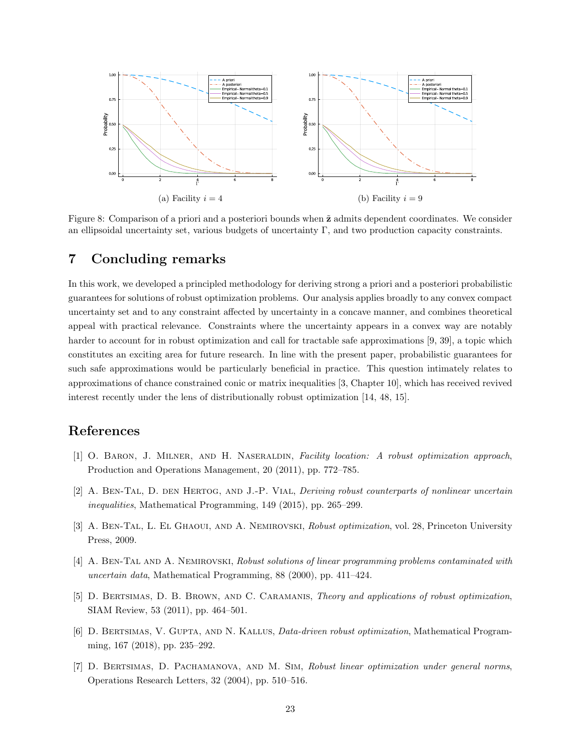(a) Facility $i = 4$

(b) Facility $i = 9$

Figure 8: Comparison of a priori and a posteriori bounds when $\tilde{\mathbf{z}}$ admits dependent coordinates. We consider an ellipsoidal uncertainty set, various budgets of uncertainty $\Gamma$, and two production capacity constraints.

## 7 Concluding remarks

In this work, we developed a principled methodology for deriving strong a priori and a posteriori probabilistic guarantees for solutions of robust optimization problems. Our analysis applies broadly to any convex compact uncertainty set and to any constraint affected by uncertainty in a concave manner, and combines theoretical appeal with practical relevance. Constraints where the uncertainty appears in a convex way are notably harder to account for in robust optimization and call for tractable safe approximations [9, 39], a topic which constitutes an exciting area for future research. In line with the present paper, probabilistic guarantees for such safe approximations would be particularly beneficial in practice. This question intimately relates to approximations of chance constrained conic or matrix inequalities [3, Chapter 10], which has received revived interest recently under the lens of distributionally robust optimization [14, 48, 15].

## References

[1] O. Baron, J. Milner, and H. Naseraldin, *Facility location: A robust optimization approach*, Production and Operations Management, 20 (2011), pp. 772–785.

[2] A. Ben-Tal, D. den Hertog, and J.-P. Vial, *Deriving robust counterparts of nonlinear uncertain inequalities*, Mathematical Programming, 149 (2015), pp. 265–299.

[3] A. Ben-Tal, L. El Ghaoui, and A. Nemirovski, *Robust optimization*, vol. 28, Princeton University Press, 2009.

[4] A. Ben-Tal and A. Nemirovski, *Robust solutions of linear programming problems contaminated with uncertain data*, Mathematical Programming, 88 (2000), pp. 411–424.

[5] D. Bertsimas, D. B. Brown, and C. Caramanis, *Theory and applications of robust optimization*, SIAM Review, 53 (2011), pp. 464–501.

[6] D. Bertsimas, V. Gupta, and N. Kallus, *Data-driven robust optimization*, Mathematical Programming, 167 (2018), pp. 235–292.

[7] D. Bertsimas, D. Pachamanova, and M. Sim, *Robust linear optimization under general norms*, Operations Research Letters, 32 (2004), pp. 510–516.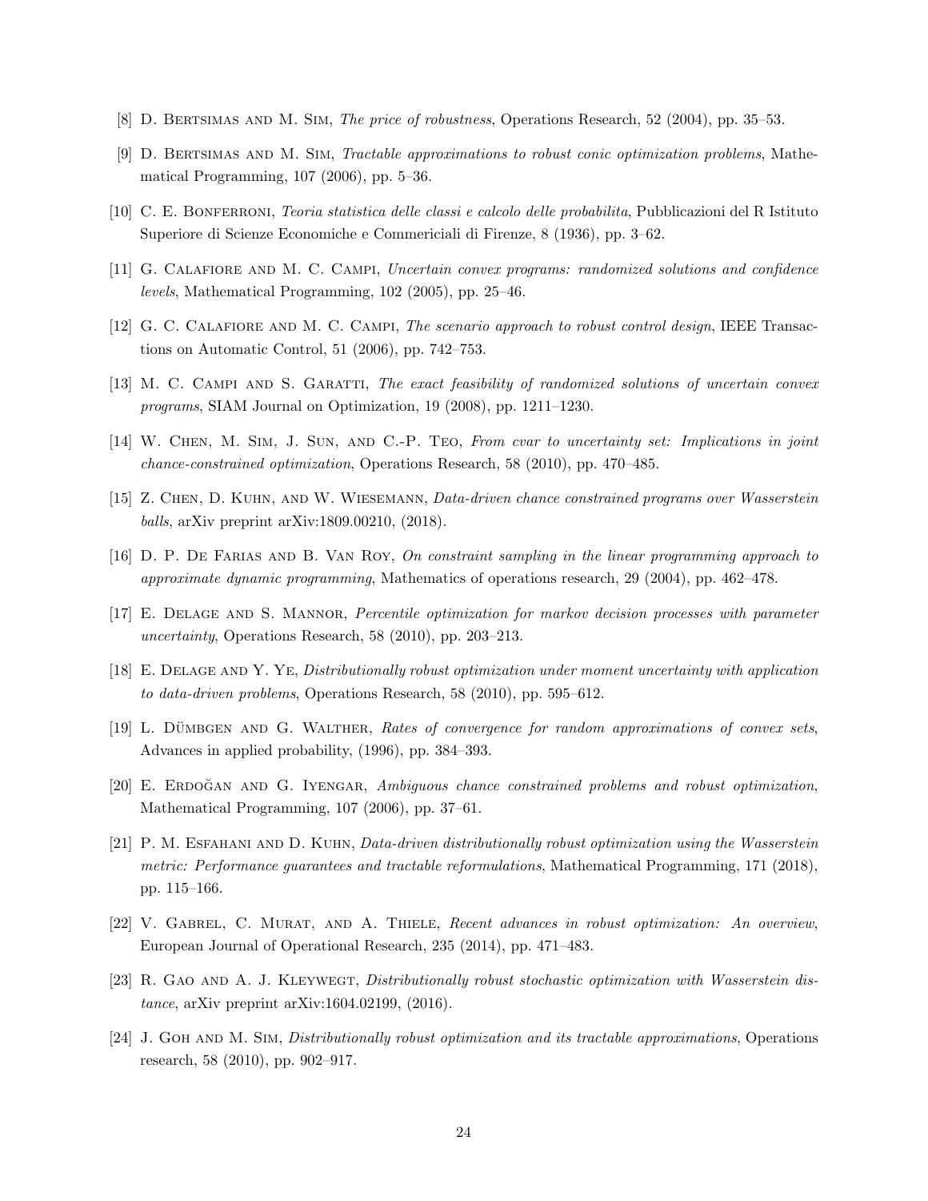[8] D. Bertsimas and M. Sim, *The price of robustness*, Operations Research, 52 (2004), pp. 35–53.

[9] D. Bertsimas and M. Sim, *Tractable approximations to robust conic optimization problems*, Mathematical Programming, 107 (2006), pp. 5–36.

[10] C. E. Bonferroni, *Teoria statistica delle classi e calcolo delle probabilita*, Pubblicazioni del R Istituto Superiore di Scienze Economiche e Commericiali di Firenze, 8 (1936), pp. 3–62.

[11] G. Calafiore and M. C. Campi, *Uncertain convex programs: randomized solutions and confidence levels*, Mathematical Programming, 102 (2005), pp. 25–46.

[12] G. C. Calafiore and M. C. Campi, *The scenario approach to robust control design*, IEEE Transactions on Automatic Control, 51 (2006), pp. 742–753.

[13] M. C. Campi and S. Garatti, *The exact feasibility of randomized solutions of uncertain convex programs*, SIAM Journal on Optimization, 19 (2008), pp. 1211–1230.

[14] W. Chen, M. Sim, J. Sun, and C.-P. Teo, *From cvar to uncertainty set: Implications in joint chance-constrained optimization*, Operations Research, 58 (2010), pp. 470–485.

[15] Z. Chen, D. Kuhn, and W. Wiesemann, *Data-driven chance constrained programs over Wasserstein balls*, arXiv preprint arXiv:1809.00210, (2018).

[16] D. P. De Farias and B. Van Roy, *On constraint sampling in the linear programming approach to approximate dynamic programming*, Mathematics of operations research, 29 (2004), pp. 462–478.

[17] E. Delage and S. Mannor, *Percentile optimization for markov decision processes with parameter uncertainty*, Operations Research, 58 (2010), pp. 203–213.

[18] E. Delage and Y. Ye, *Distributionally robust optimization under moment uncertainty with application to data-driven problems*, Operations Research, 58 (2010), pp. 595–612.

[19] L. Dümbgen and G. Walther, *Rates of convergence for random approximations of convex sets*, Advances in applied probability, (1996), pp. 384–393.

[20] E. Erdoğan and G. Iyengar, *Ambiguous chance constrained problems and robust optimization*, Mathematical Programming, 107 (2006), pp. 37–61.

[21] P. M. Esfahani and D. Kuhn, *Data-driven distributionally robust optimization using the Wasserstein metric: Performance guarantees and tractable reformulations*, Mathematical Programming, 171 (2018), pp. 115–166.

[22] V. Gabrel, C. Murat, and A. Thiele, *Recent advances in robust optimization: An overview*, European Journal of Operational Research, 235 (2014), pp. 471–483.

[23] R. Gao and A. J. Kleywegt, *Distributionally robust stochastic optimization with Wasserstein distance*, arXiv preprint arXiv:1604.02199, (2016).

[24] J. Goh and M. Sim, *Distributionally robust optimization and its tractable approximations*, Operations research, 58 (2010), pp. 902–917.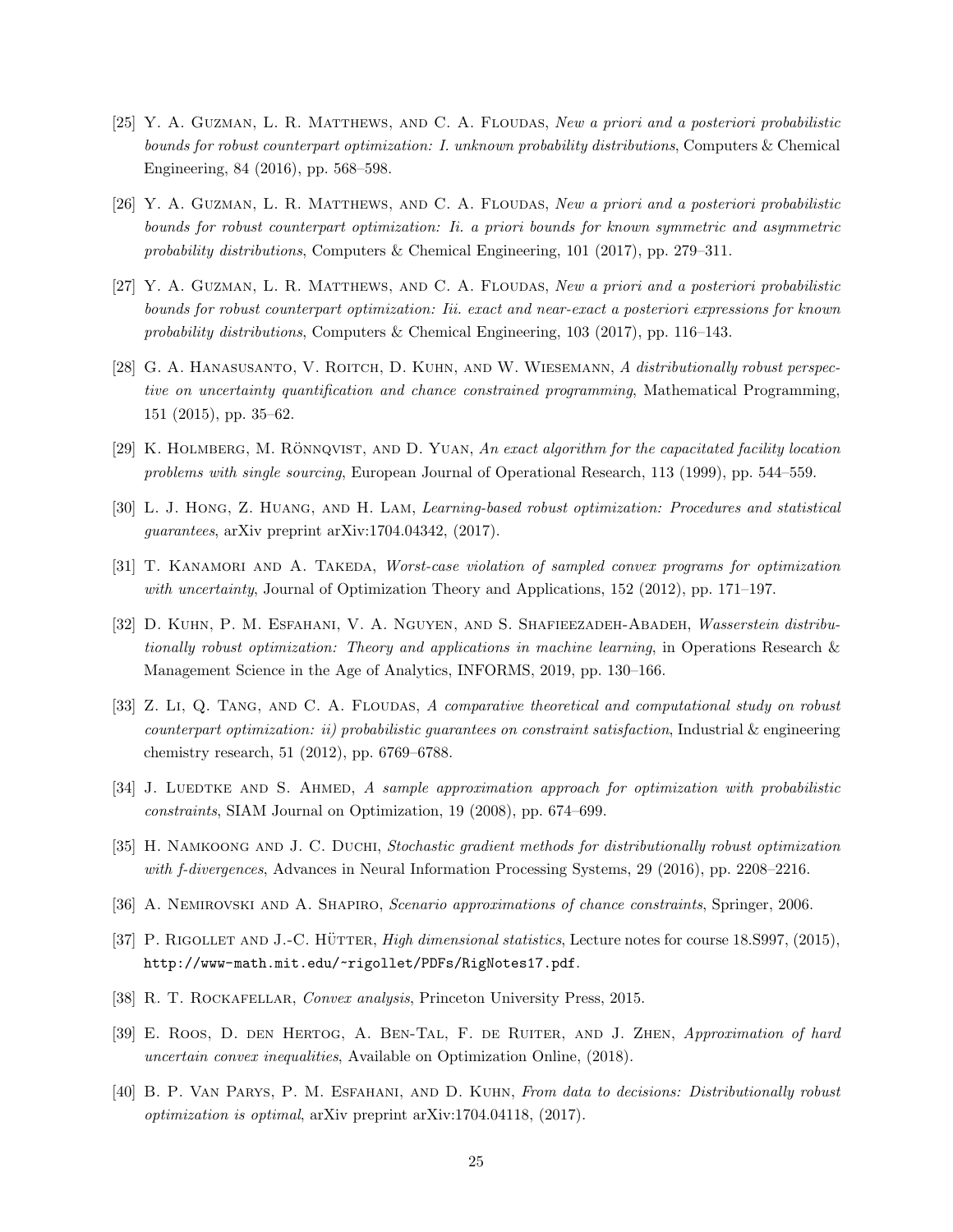[25] Y. A. Guzman, L. R. Matthews, and C. A. Floudas, *New a priori and a posteriori probabilistic bounds for robust counterpart optimization: I. unknown probability distributions*, Computers & Chemical Engineering, 84 (2016), pp. 568–598.

[26] Y. A. Guzman, L. R. Matthews, and C. A. Floudas, *New a priori and a posteriori probabilistic bounds for robust counterpart optimization: Ii. a priori bounds for known symmetric and asymmetric probability distributions*, Computers & Chemical Engineering, 101 (2017), pp. 279–311.

[27] Y. A. Guzman, L. R. Matthews, and C. A. Floudas, *New a priori and a posteriori probabilistic bounds for robust counterpart optimization: Iii. exact and near-exact a posteriori expressions for known probability distributions*, Computers & Chemical Engineering, 103 (2017), pp. 116–143.

[28] G. A. Hanasusanto, V. Roitch, D. Kuhn, and W. Wiesemann, *A distributionally robust perspective on uncertainty quantification and chance constrained programming*, Mathematical Programming, 151 (2015), pp. 35–62.

[29] K. Holmberg, M. Rönnqvist, and D. Yuan, *An exact algorithm for the capacitated facility location problems with single sourcing*, European Journal of Operational Research, 113 (1999), pp. 544–559.

[30] L. J. Hong, Z. Huang, and H. Lam, *Learning-based robust optimization: Procedures and statistical guarantees*, arXiv preprint arXiv:1704.04342, (2017).

[31] T. Kanamori and A. Takeda, *Worst-case violation of sampled convex programs for optimization with uncertainty*, Journal of Optimization Theory and Applications, 152 (2012), pp. 171–197.

[32] D. Kuhn, P. M. Esfahani, V. A. Nguyen, and S. Shafieezadeh-Abadeh, *Wasserstein distributionally robust optimization: Theory and applications in machine learning*, in Operations Research & Management Science in the Age of Analytics, INFORMS, 2019, pp. 130–166.

[33] Z. Li, Q. Tang, and C. A. Floudas, *A comparative theoretical and computational study on robust counterpart optimization: ii) probabilistic guarantees on constraint satisfaction*, Industrial & engineering chemistry research, 51 (2012), pp. 6769–6788.

[34] J. Luedtke and S. Ahmed, *A sample approximation approach for optimization with probabilistic constraints*, SIAM Journal on Optimization, 19 (2008), pp. 674–699.

[35] H. Namkoong and J. C. Duchi, *Stochastic gradient methods for distributionally robust optimization with f-divergences*, Advances in Neural Information Processing Systems, 29 (2016), pp. 2208–2216.

[36] A. Nemirovski and A. Shapiro, *Scenario approximations of chance constraints*, Springer, 2006.

[37] P. Rigollet and J.-C. Hütter, *High dimensional statistics*, Lecture notes for course 18.S997, (2015), http://www-math.mit.edu/~rigollet/PDFs/RigNotes17.pdf.

[38] R. T. Rockafellar, *Convex analysis*, Princeton University Press, 2015.

[39] E. Roos, D. den Hertog, A. Ben-Tal, F. de Ruiter, and J. Zhen, *Approximation of hard uncertain convex inequalities*, Available on Optimization Online, (2018).

[40] B. P. Van Parys, P. M. Esfahani, and D. Kuhn, *From data to decisions: Distributionally robust optimization is optimal*, arXiv preprint arXiv:1704.04118, (2017).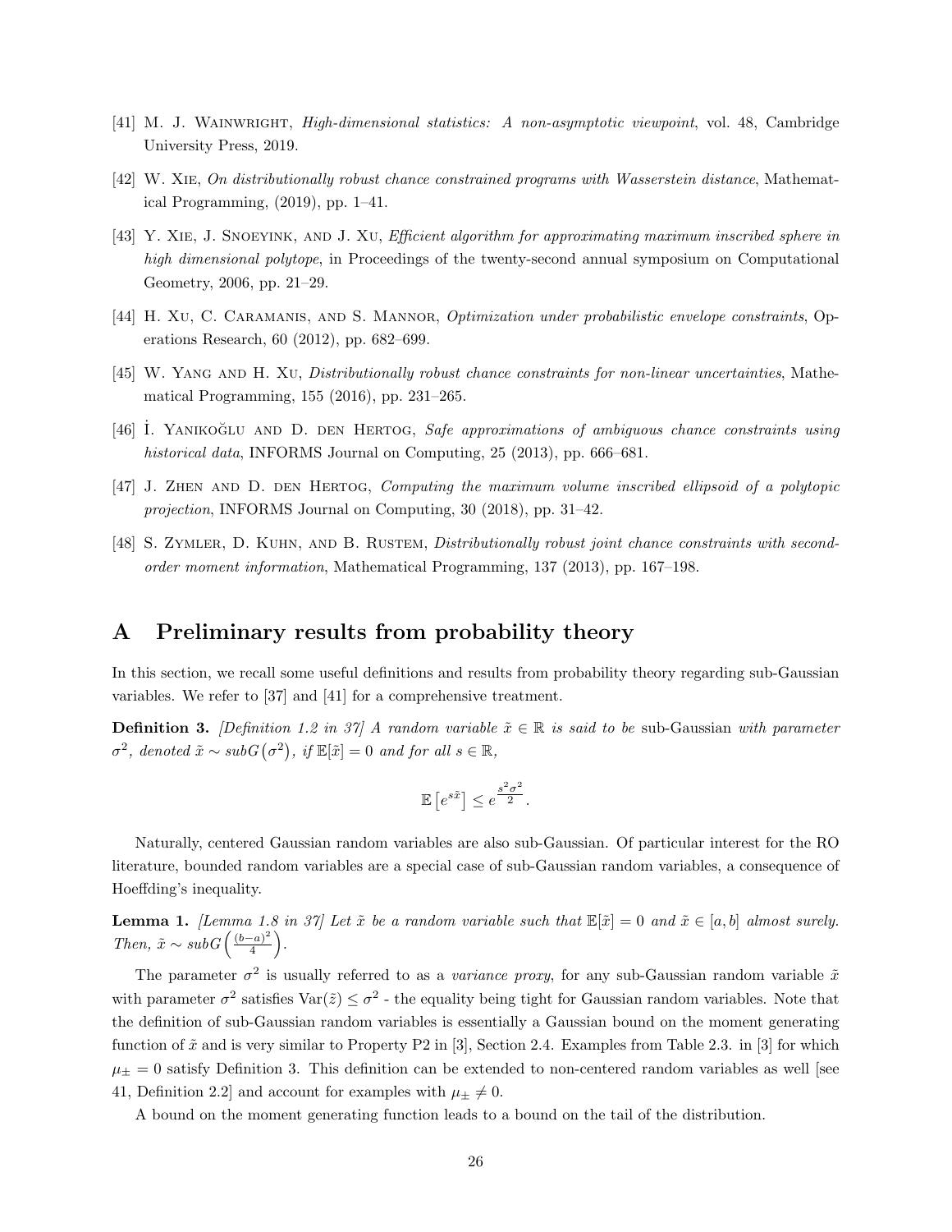[41] M. J. Wainwright, *High-dimensional statistics: A non-asymptotic viewpoint*, vol. 48, Cambridge University Press, 2019.

[42] W. Xie, *On distributionally robust chance constrained programs with Wasserstein distance*, Mathematical Programming, (2019), pp. 1–41.

[43] Y. Xie, J. Snoeyink, and J. Xu, *Efficient algorithm for approximating maximum inscribed sphere in high dimensional polytope*, in Proceedings of the twenty-second annual symposium on Computational Geometry, 2006, pp. 21–29.

[44] H. Xu, C. Caramanis, and S. Mannor, *Optimization under probabilistic envelope constraints*, Operations Research, 60 (2012), pp. 682–699.

[45] W. Yang and H. Xu, *Distributionally robust chance constraints for non-linear uncertainties*, Mathematical Programming, 155 (2016), pp. 231–265.

[46] İ. Yanikoğlu and D. den Hertog, *Safe approximations of ambiguous chance constraints using historical data*, INFORMS Journal on Computing, 25 (2013), pp. 666–681.

[47] J. Zhen and D. den Hertog, *Computing the maximum volume inscribed ellipsoid of a polytopic projection*, INFORMS Journal on Computing, 30 (2018), pp. 31–42.

[48] S. Zymler, D. Kuhn, and B. Rustem, *Distributionally robust joint chance constraints with second-order moment information*, Mathematical Programming, 137 (2013), pp. 167–198.

# A Preliminary results from probability theory

In this section, we recall some useful definitions and results from probability theory regarding sub-Gaussian variables. We refer to [37] and [41] for a comprehensive treatment.

**Definition 3.** *[Definition 1.2 in 37] A random variable $\tilde{x} \in \mathbb{R}$ is said to be* sub-Gaussian *with parameter $\sigma^2$, denoted $\tilde{x} \sim subG(\sigma^2)$, if $\mathbb{E}[\tilde{x}] = 0$ and for all $s \in \mathbb{R}$,*

$$\mathbb{E}\left[e^{s\tilde{x}}\right] \leq e^{\frac{s^2\sigma^2}{2}}.$$

Naturally, centered Gaussian random variables are also sub-Gaussian. Of particular interest for the RO literature, bounded random variables are a special case of sub-Gaussian random variables, a consequence of Hoeffding's inequality.

**Lemma 1.** *[Lemma 1.8 in 37] Let $\tilde{x}$ be a random variable such that $\mathbb{E}[\tilde{x}] = 0$ and $\tilde{x} \in [a, b]$ almost surely. Then, $\tilde{x} \sim subG\left(\frac{(b-a)^2}{4}\right)$.*

The parameter $\sigma^2$ is usually referred to as a *variance proxy*, for any sub-Gaussian random variable $\tilde{x}$ with parameter $\sigma^2$ satisfies $\mathrm{Var}(\tilde{z}) \leq \sigma^2$ - the equality being tight for Gaussian random variables. Note that the definition of sub-Gaussian random variables is essentially a Gaussian bound on the moment generating function of $\tilde{x}$ and is very similar to Property P2 in [3], Section 2.4. Examples from Table 2.3. in [3] for which $\mu_{\pm} = 0$ satisfy Definition 3. This definition can be extended to non-centered random variables as well [see 41, Definition 2.2] and account for examples with $\mu_{\pm} \neq 0$.

A bound on the moment generating function leads to a bound on the tail of the distribution.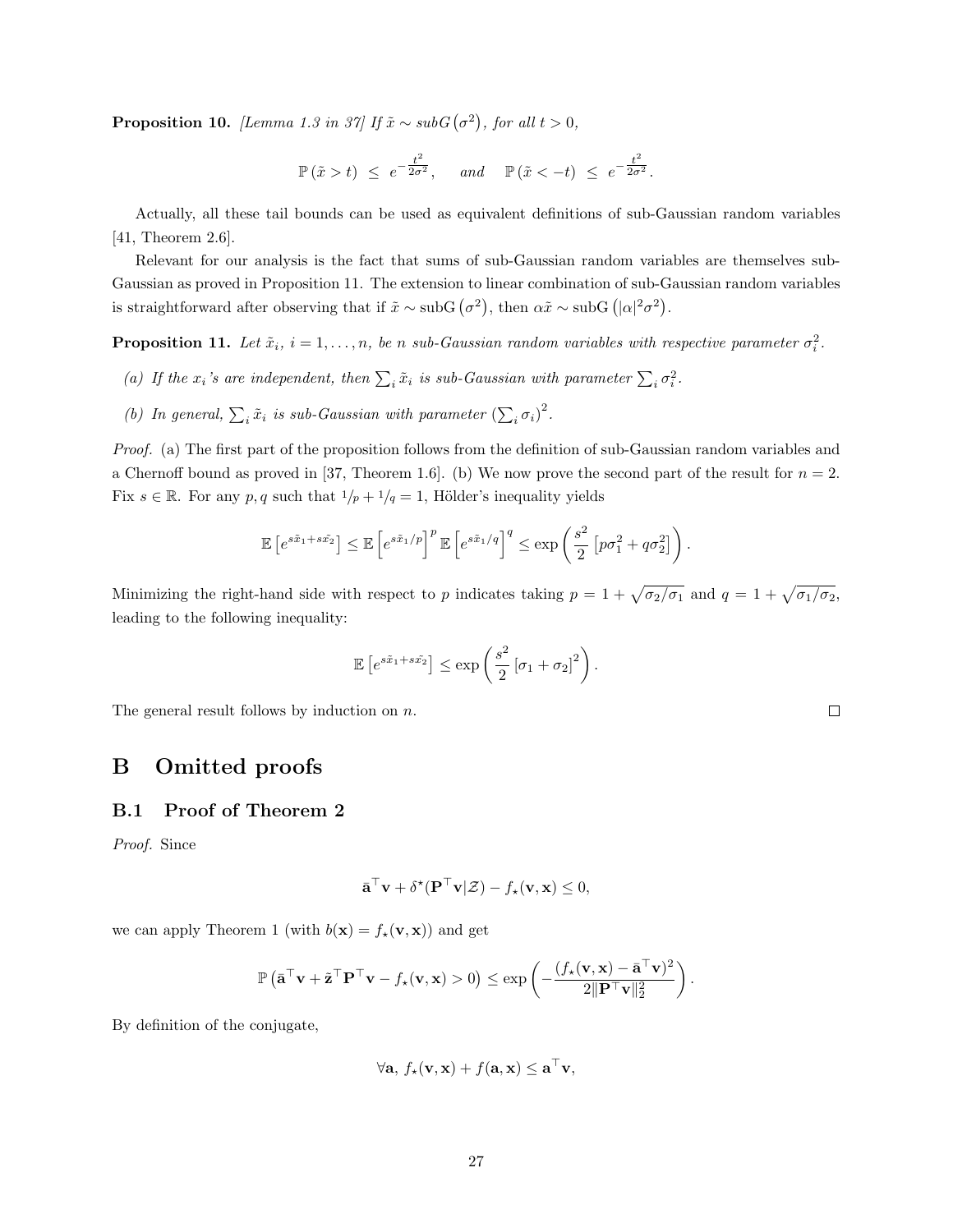**Proposition 10.** *[Lemma 1.3 in 37] If $\tilde{x} \sim subG(\sigma^2)$, for all $t > 0$,*

$$\mathbb{P}(\tilde{x} > t) \leq e^{-\frac{t^2}{2\sigma^2}}, \quad \text{and} \quad \mathbb{P}(\tilde{x} < -t) \leq e^{-\frac{t^2}{2\sigma^2}}.$$

Actually, all these tail bounds can be used as equivalent definitions of sub-Gaussian random variables [41, Theorem 2.6].

Relevant for our analysis is the fact that sums of sub-Gaussian random variables are themselves sub-Gaussian as proved in Proposition 11. The extension to linear combination of sub-Gaussian random variables is straightforward after observing that if $\tilde{x} \sim \text{subG}(\sigma^2)$, then $\alpha\tilde{x} \sim \text{subG}(|\alpha|^2\sigma^2)$.

**Proposition 11.** *Let $\tilde{x}_i$, $i = 1, \dots, n$, be $n$ sub-Gaussian random variables with respective parameter $\sigma_i^2$.*

*(a) If the $x_i$'s are independent, then $\sum_i \tilde{x}_i$ is sub-Gaussian with parameter $\sum_i \sigma_i^2$.*

*(b) In general, $\sum_i \tilde{x}_i$ is sub-Gaussian with parameter $\left(\sum_i \sigma_i\right)^2$.*

*Proof.* (a) The first part of the proposition follows from the definition of sub-Gaussian random variables and a Chernoff bound as proved in [37, Theorem 1.6]. (b) We now prove the second part of the result for $n = 2$. Fix $s \in \mathbb{R}$. For any $p, q$ such that $1/p + 1/q = 1$, Hölder's inequality yields

$$\mathbb{E}\left[e^{s\tilde{x}_1 + s\tilde{x}_2}\right] \leq \mathbb{E}\left[e^{s\tilde{x}_1/p}\right]^p \mathbb{E}\left[e^{s\tilde{x}_1/q}\right]^q \leq \exp\left(\frac{s^2}{2}\left[p\sigma_1^2 + q\sigma_2^2\right]\right).$$

Minimizing the right-hand side with respect to $p$ indicates taking $p = 1 + \sqrt{\sigma_2/\sigma_1}$ and $q = 1 + \sqrt{\sigma_1/\sigma_2}$, leading to the following inequality:

$$\mathbb{E}\left[e^{s\tilde{x}_1 + s\tilde{x}_2}\right] \leq \exp\left(\frac{s^2}{2}\left[\sigma_1 + \sigma_2\right]^2\right).$$

The general result follows by induction on $n$. $\square$

# B Omitted proofs

## B.1 Proof of Theorem 2

*Proof.* Since

$$\bar{\mathbf{a}}^\top \mathbf{v} + \delta^\star(\mathbf{P}^\top \mathbf{v}|\mathcal{Z}) - f_\star(\mathbf{v}, \mathbf{x}) \leq 0,$$

we can apply Theorem 1 (with $b(\mathbf{x}) = f_\star(\mathbf{v}, \mathbf{x})$) and get

$$\mathbb{P}\left(\bar{\mathbf{a}}^\top \mathbf{v} + \tilde{\mathbf{z}}^\top \mathbf{P}^\top \mathbf{v} - f_\star(\mathbf{v}, \mathbf{x}) > 0\right) \leq \exp\left(-\frac{(f_\star(\mathbf{v}, \mathbf{x}) - \bar{\mathbf{a}}^\top \mathbf{v})^2}{2\|\mathbf{P}^\top \mathbf{v}\|_2^2}\right).$$

By definition of the conjugate,

$$\forall \mathbf{a},\ f_\star(\mathbf{v}, \mathbf{x}) + f(\mathbf{a}, \mathbf{x}) \leq \mathbf{a}^\top \mathbf{v},$$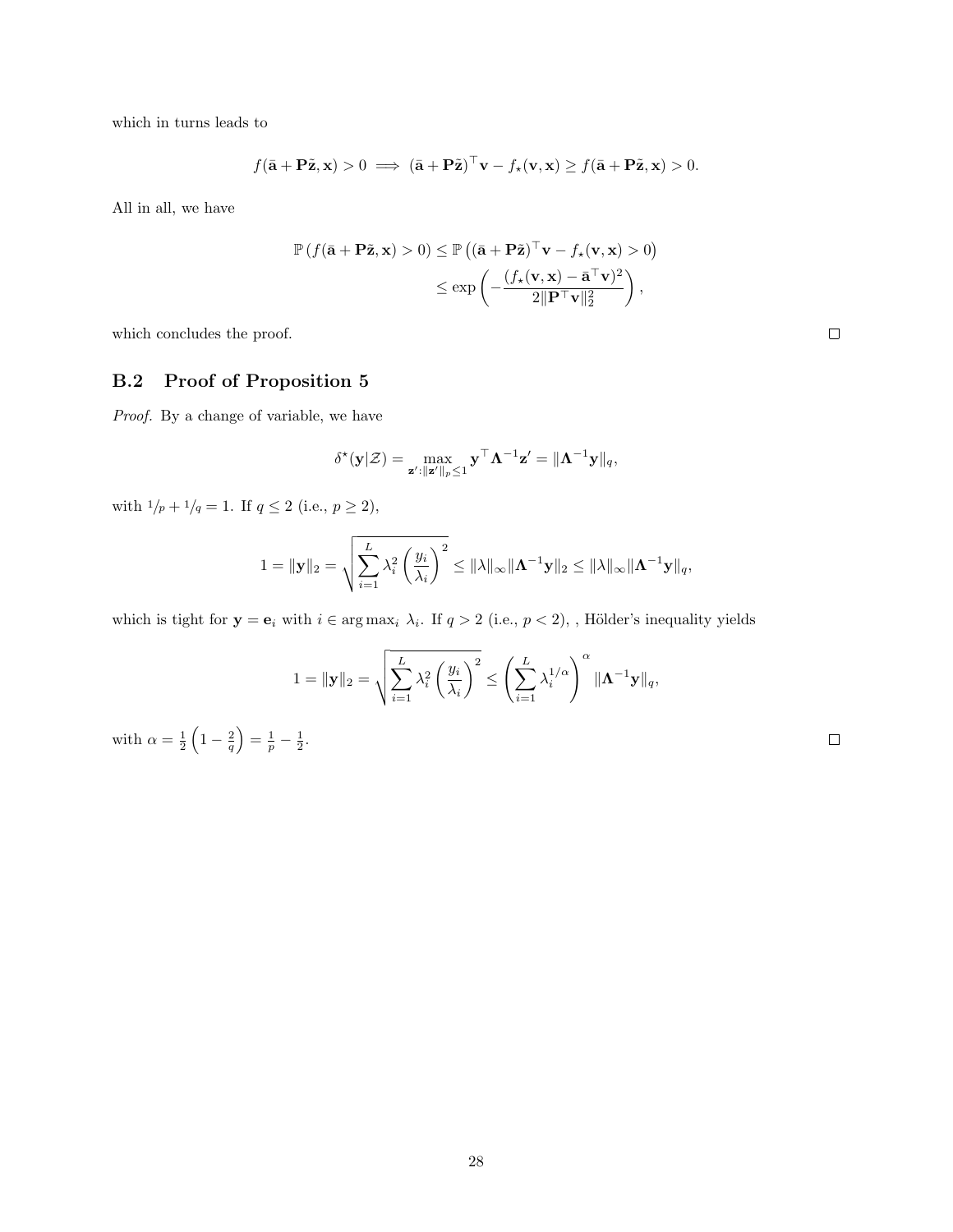which in turns leads to

$$f(\bar{\mathbf{a}} + \mathbf{P}\tilde{\mathbf{z}}, \mathbf{x}) > 0 \implies (\bar{\mathbf{a}} + \mathbf{P}\tilde{\mathbf{z}})^\top \mathbf{v} - f_\star(\mathbf{v}, \mathbf{x}) \geq f(\bar{\mathbf{a}} + \mathbf{P}\tilde{\mathbf{z}}, \mathbf{x}) > 0.$$

All in all, we have

$$\begin{aligned}
\mathbb{P}\left(f(\bar{\mathbf{a}} + \mathbf{P}\tilde{\mathbf{z}}, \mathbf{x}) > 0\right) &\leq \mathbb{P}\left((\bar{\mathbf{a}} + \mathbf{P}\tilde{\mathbf{z}})^\top \mathbf{v} - f_\star(\mathbf{v}, \mathbf{x}) > 0\right) \\
&\leq \exp\left(-\frac{(f_\star(\mathbf{v}, \mathbf{x}) - \bar{\mathbf{a}}^\top \mathbf{v})^2}{2\|\mathbf{P}^\top \mathbf{v}\|_2^2}\right),
\end{aligned}$$

which concludes the proof. □

## B.2 Proof of Proposition 5

*Proof.* By a change of variable, we have

$$\delta^\star(\mathbf{y}|\mathcal{Z}) = \max_{\mathbf{z}' : \|\mathbf{z}'\|_p \leq 1} \mathbf{y}^\top \mathbf{\Lambda}^{-1} \mathbf{z}' = \|\mathbf{\Lambda}^{-1}\mathbf{y}\|_q,$$

with $1/p + 1/q = 1$. If $q \leq 2$ (i.e., $p \geq 2$),

$$1 = \|\mathbf{y}\|_2 = \sqrt{\sum_{i=1}^{L} \lambda_i^2 \left(\frac{y_i}{\lambda_i}\right)^2} \leq \|\lambda\|_\infty \|\mathbf{\Lambda}^{-1}\mathbf{y}\|_2 \leq \|\lambda\|_\infty \|\mathbf{\Lambda}^{-1}\mathbf{y}\|_q,$$

which is tight for $\mathbf{y} = \mathbf{e}_i$ with $i \in \arg\max_i \lambda_i$. If $q > 2$ (i.e., $p < 2$), , Hölder's inequality yields

$$1 = \|\mathbf{y}\|_2 = \sqrt{\sum_{i=1}^{L} \lambda_i^2 \left(\frac{y_i}{\lambda_i}\right)^2} \leq \left(\sum_{i=1}^{L} \lambda_i^{1/\alpha}\right)^\alpha \|\mathbf{\Lambda}^{-1}\mathbf{y}\|_q,$$

with $\alpha = \frac{1}{2}\left(1 - \frac{2}{q}\right) = \frac{1}{p} - \frac{1}{2}$. □